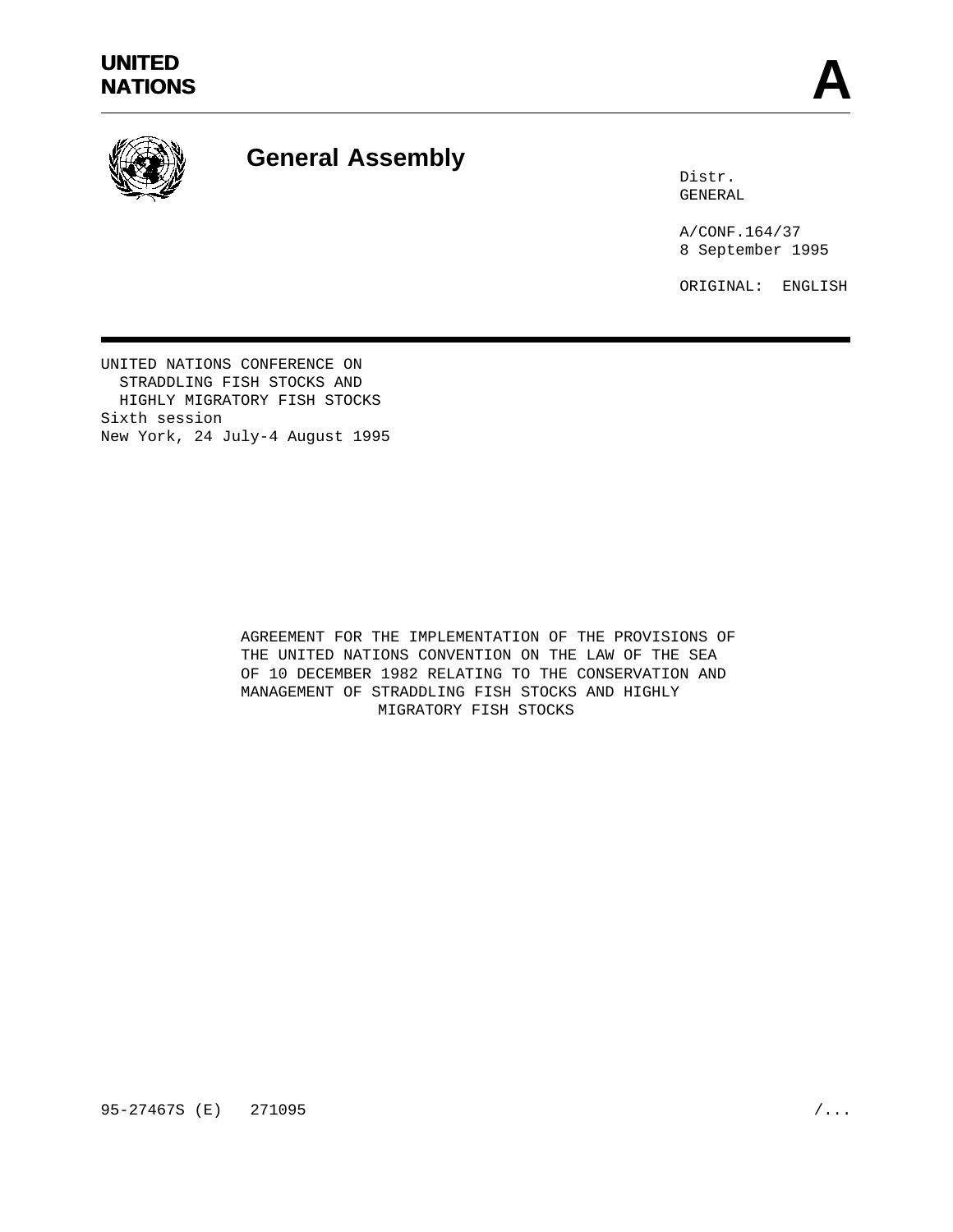# UNITED NATIONS

# A

## General Assembly

Distr.
GENERAL

A/CONF.164/37
8 September 1995

ORIGINAL: ENGLISH

UNITED NATIONS CONFERENCE ON
STRADDLING FISH STOCKS AND
HIGHLY MIGRATORY FISH STOCKS
Sixth session
New York, 24 July-4 August 1995

AGREEMENT FOR THE IMPLEMENTATION OF THE PROVISIONS OF THE UNITED NATIONS CONVENTION ON THE LAW OF THE SEA OF 10 DECEMBER 1982 RELATING TO THE CONSERVATION AND MANAGEMENT OF STRADDLING FISH STOCKS AND HIGHLY MIGRATORY FISH STOCKS

95-27467S (E) 271095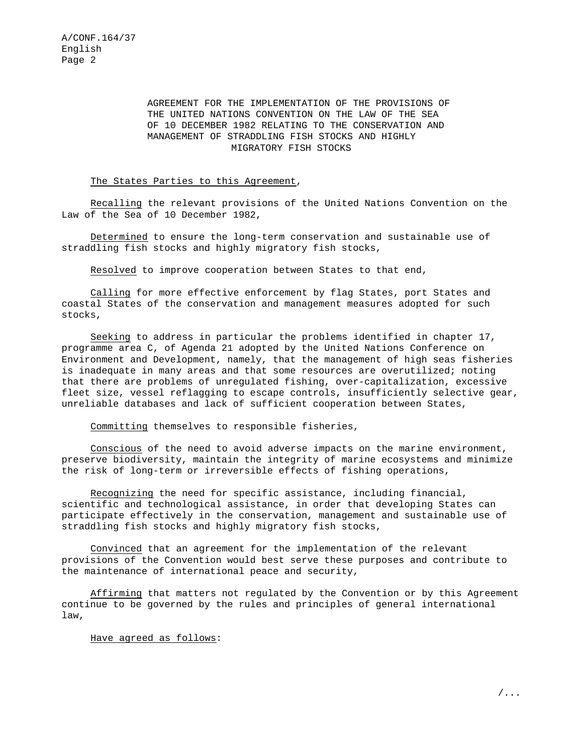# AGREEMENT FOR THE IMPLEMENTATION OF THE PROVISIONS OF THE UNITED NATIONS CONVENTION ON THE LAW OF THE SEA OF 10 DECEMBER 1982 RELATING TO THE CONSERVATION AND MANAGEMENT OF STRADDLING FISH STOCKS AND HIGHLY MIGRATORY FISH STOCKS

The States Parties to this Agreement,

Recalling the relevant provisions of the United Nations Convention on the Law of the Sea of 10 December 1982,

Determined to ensure the long-term conservation and sustainable use of straddling fish stocks and highly migratory fish stocks,

Resolved to improve cooperation between States to that end,

Calling for more effective enforcement by flag States, port States and coastal States of the conservation and management measures adopted for such stocks,

Seeking to address in particular the problems identified in chapter 17, programme area C, of Agenda 21 adopted by the United Nations Conference on Environment and Development, namely, that the management of high seas fisheries is inadequate in many areas and that some resources are overutilized; noting that there are problems of unregulated fishing, over-capitalization, excessive fleet size, vessel reflagging to escape controls, insufficiently selective gear, unreliable databases and lack of sufficient cooperation between States,

Committing themselves to responsible fisheries,

Conscious of the need to avoid adverse impacts on the marine environment, preserve biodiversity, maintain the integrity of marine ecosystems and minimize the risk of long-term or irreversible effects of fishing operations,

Recognizing the need for specific assistance, including financial, scientific and technological assistance, in order that developing States can participate effectively in the conservation, management and sustainable use of straddling fish stocks and highly migratory fish stocks,

Convinced that an agreement for the implementation of the relevant provisions of the Convention would best serve these purposes and contribute to the maintenance of international peace and security,

Affirming that matters not regulated by the Convention or by this Agreement continue to be governed by the rules and principles of general international law,

Have agreed as follows: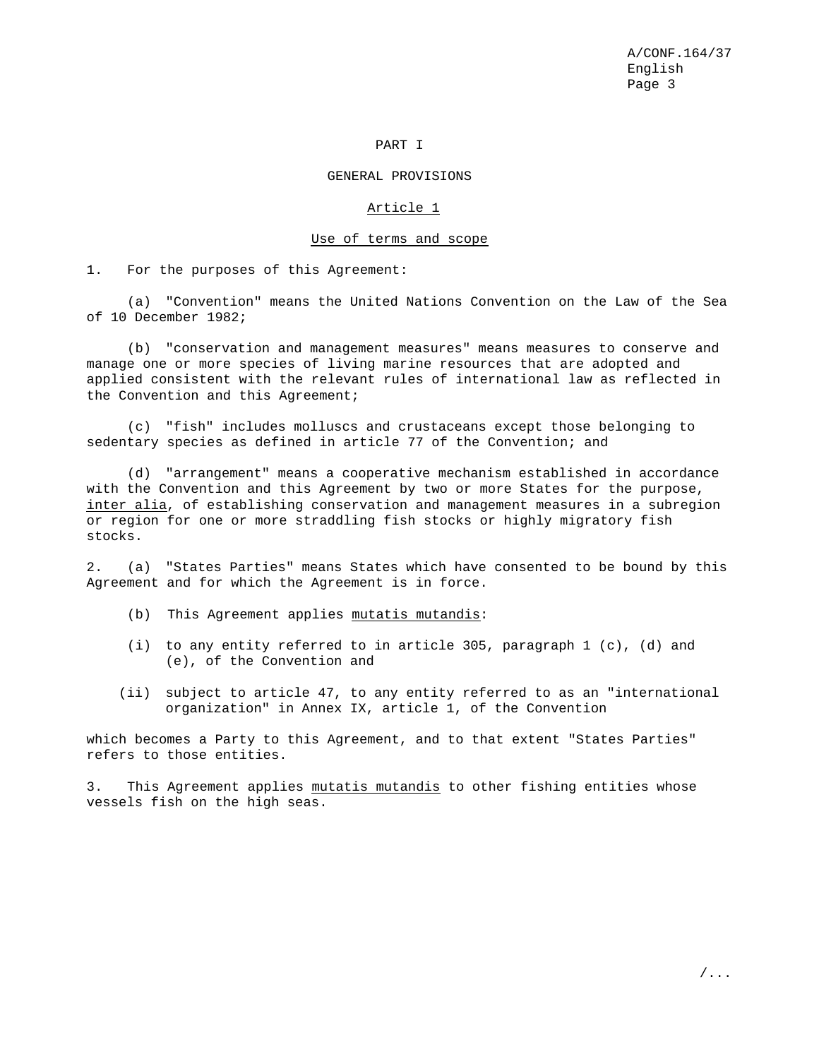# PART I

## GENERAL PROVISIONS

### Article 1

### Use of terms and scope

1. For the purposes of this Agreement:

(a) "Convention" means the United Nations Convention on the Law of the Sea of 10 December 1982;

(b) "conservation and management measures" means measures to conserve and manage one or more species of living marine resources that are adopted and applied consistent with the relevant rules of international law as reflected in the Convention and this Agreement;

(c) "fish" includes molluscs and crustaceans except those belonging to sedentary species as defined in article 77 of the Convention; and

(d) "arrangement" means a cooperative mechanism established in accordance with the Convention and this Agreement by two or more States for the purpose, *inter alia*, of establishing conservation and management measures in a subregion or region for one or more straddling fish stocks or highly migratory fish stocks.

2. (a) "States Parties" means States which have consented to be bound by this Agreement and for which the Agreement is in force.

(b) This Agreement applies *mutatis mutandis*:

(i) to any entity referred to in article 305, paragraph 1 (c), (d) and (e), of the Convention and

(ii) subject to article 47, to any entity referred to as an "international organization" in Annex IX, article 1, of the Convention

which becomes a Party to this Agreement, and to that extent "States Parties" refers to those entities.

3. This Agreement applies *mutatis mutandis* to other fishing entities whose vessels fish on the high seas.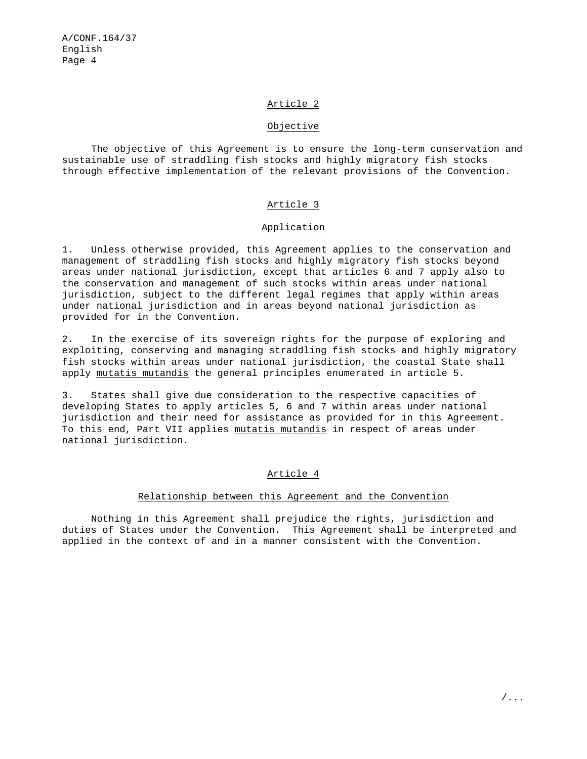## Article 2

### Objective

The objective of this Agreement is to ensure the long-term conservation and sustainable use of straddling fish stocks and highly migratory fish stocks through effective implementation of the relevant provisions of the Convention.

## Article 3

### Application

1. Unless otherwise provided, this Agreement applies to the conservation and management of straddling fish stocks and highly migratory fish stocks beyond areas under national jurisdiction, except that articles 6 and 7 apply also to the conservation and management of such stocks within areas under national jurisdiction, subject to the different legal regimes that apply within areas under national jurisdiction and in areas beyond national jurisdiction as provided for in the Convention.

2. In the exercise of its sovereign rights for the purpose of exploring and exploiting, conserving and managing straddling fish stocks and highly migratory fish stocks within areas under national jurisdiction, the coastal State shall apply *mutatis mutandis* the general principles enumerated in article 5.

3. States shall give due consideration to the respective capacities of developing States to apply articles 5, 6 and 7 within areas under national jurisdiction and their need for assistance as provided for in this Agreement. To this end, Part VII applies *mutatis mutandis* in respect of areas under national jurisdiction.

## Article 4

### Relationship between this Agreement and the Convention

Nothing in this Agreement shall prejudice the rights, jurisdiction and duties of States under the Convention. This Agreement shall be interpreted and applied in the context of and in a manner consistent with the Convention.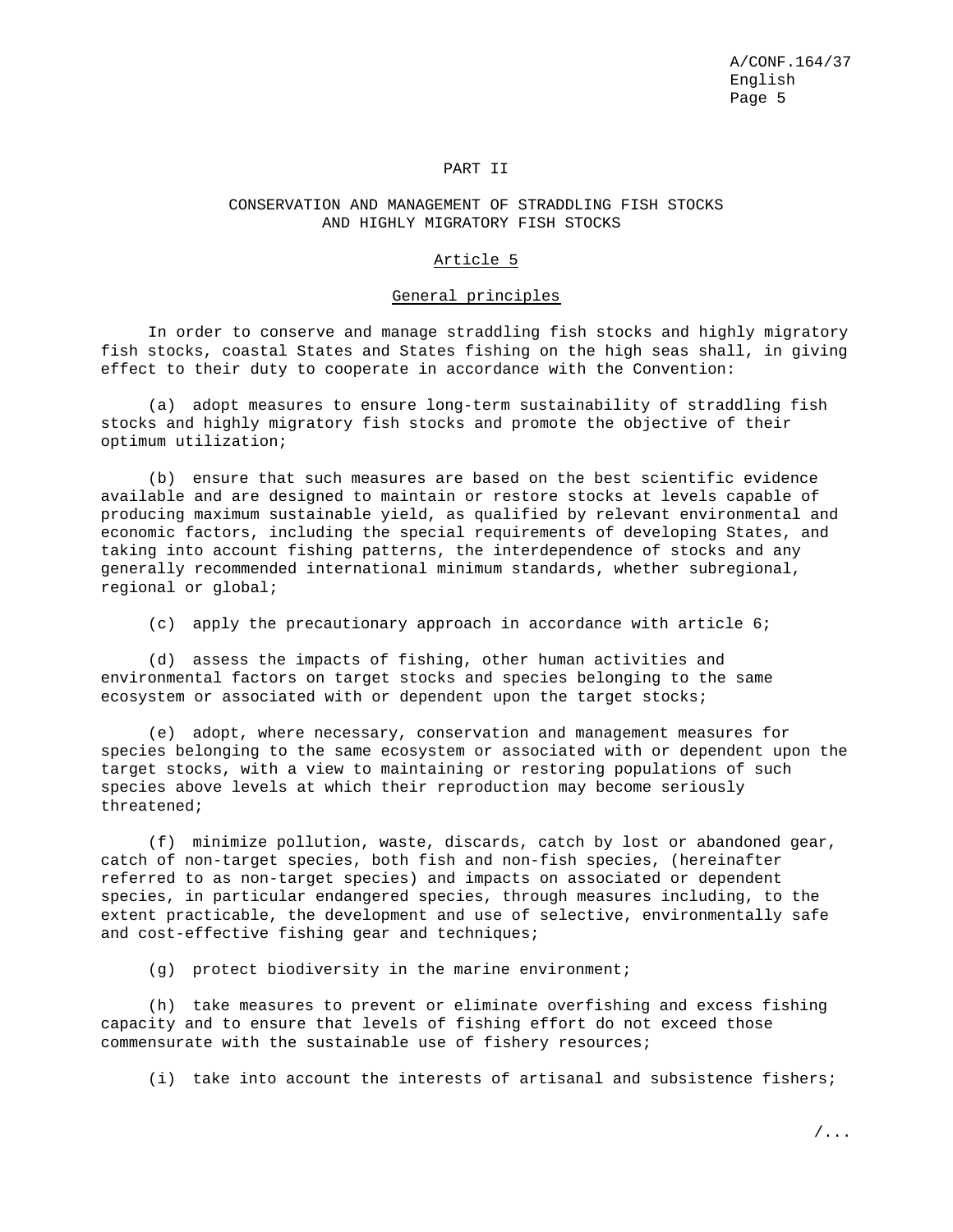## PART II

## CONSERVATION AND MANAGEMENT OF STRADDLING FISH STOCKS AND HIGHLY MIGRATORY FISH STOCKS

### Article 5

### General principles

In order to conserve and manage straddling fish stocks and highly migratory fish stocks, coastal States and States fishing on the high seas shall, in giving effect to their duty to cooperate in accordance with the Convention:

(a) adopt measures to ensure long-term sustainability of straddling fish stocks and highly migratory fish stocks and promote the objective of their optimum utilization;

(b) ensure that such measures are based on the best scientific evidence available and are designed to maintain or restore stocks at levels capable of producing maximum sustainable yield, as qualified by relevant environmental and economic factors, including the special requirements of developing States, and taking into account fishing patterns, the interdependence of stocks and any generally recommended international minimum standards, whether subregional, regional or global;

(c) apply the precautionary approach in accordance with article 6;

(d) assess the impacts of fishing, other human activities and environmental factors on target stocks and species belonging to the same ecosystem or associated with or dependent upon the target stocks;

(e) adopt, where necessary, conservation and management measures for species belonging to the same ecosystem or associated with or dependent upon the target stocks, with a view to maintaining or restoring populations of such species above levels at which their reproduction may become seriously threatened;

(f) minimize pollution, waste, discards, catch by lost or abandoned gear, catch of non-target species, both fish and non-fish species, (hereinafter referred to as non-target species) and impacts on associated or dependent species, in particular endangered species, through measures including, to the extent practicable, the development and use of selective, environmentally safe and cost-effective fishing gear and techniques;

(g) protect biodiversity in the marine environment;

(h) take measures to prevent or eliminate overfishing and excess fishing capacity and to ensure that levels of fishing effort do not exceed those commensurate with the sustainable use of fishery resources;

(i) take into account the interests of artisanal and subsistence fishers;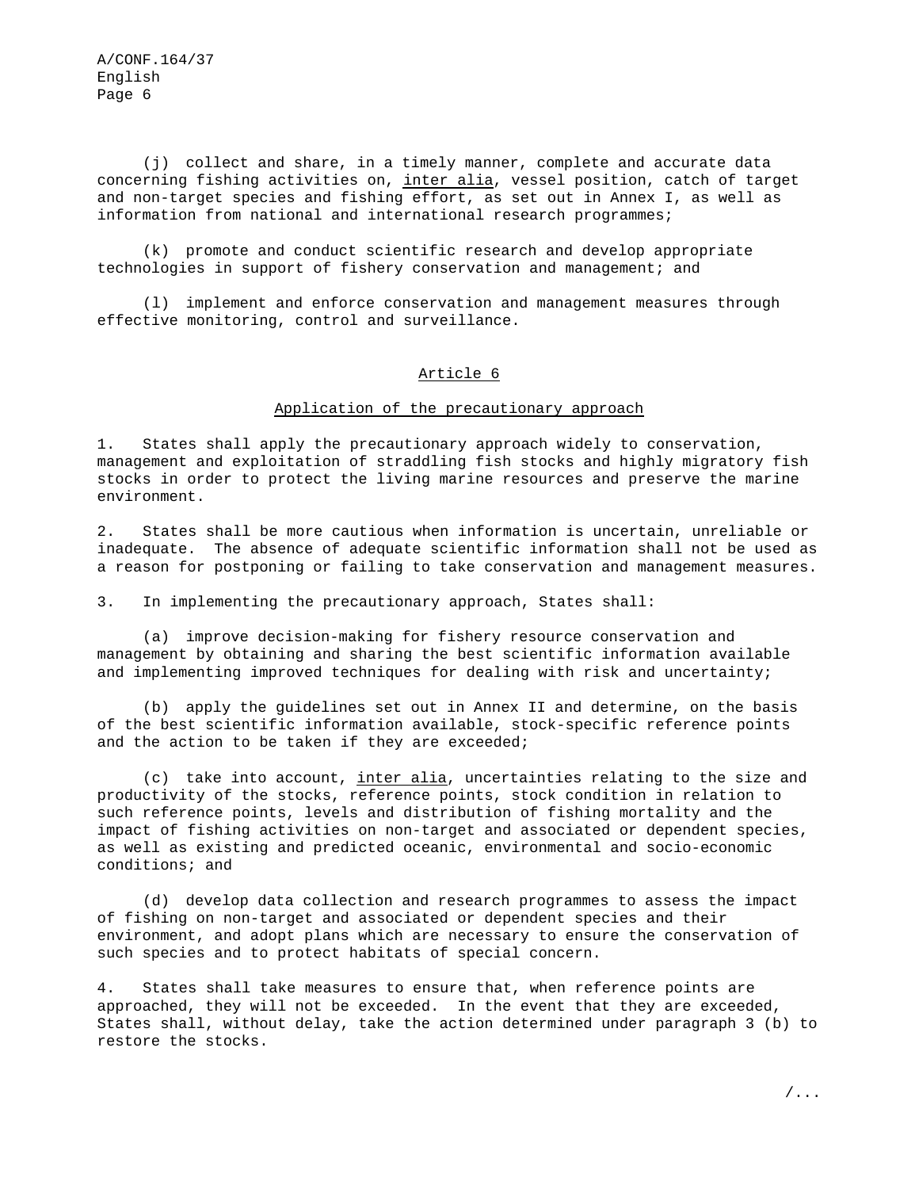(j) collect and share, in a timely manner, complete and accurate data concerning fishing activities on, *inter alia*, vessel position, catch of target and non-target species and fishing effort, as set out in Annex I, as well as information from national and international research programmes;

(k) promote and conduct scientific research and develop appropriate technologies in support of fishery conservation and management; and

(l) implement and enforce conservation and management measures through effective monitoring, control and surveillance.

## Article 6

### Application of the precautionary approach

1. States shall apply the precautionary approach widely to conservation, management and exploitation of straddling fish stocks and highly migratory fish stocks in order to protect the living marine resources and preserve the marine environment.

2. States shall be more cautious when information is uncertain, unreliable or inadequate. The absence of adequate scientific information shall not be used as a reason for postponing or failing to take conservation and management measures.

3. In implementing the precautionary approach, States shall:

(a) improve decision-making for fishery resource conservation and management by obtaining and sharing the best scientific information available and implementing improved techniques for dealing with risk and uncertainty;

(b) apply the guidelines set out in Annex II and determine, on the basis of the best scientific information available, stock-specific reference points and the action to be taken if they are exceeded;

(c) take into account, *inter alia*, uncertainties relating to the size and productivity of the stocks, reference points, stock condition in relation to such reference points, levels and distribution of fishing mortality and the impact of fishing activities on non-target and associated or dependent species, as well as existing and predicted oceanic, environmental and socio-economic conditions; and

(d) develop data collection and research programmes to assess the impact of fishing on non-target and associated or dependent species and their environment, and adopt plans which are necessary to ensure the conservation of such species and to protect habitats of special concern.

4. States shall take measures to ensure that, when reference points are approached, they will not be exceeded. In the event that they are exceeded, States shall, without delay, take the action determined under paragraph 3 (b) to restore the stocks.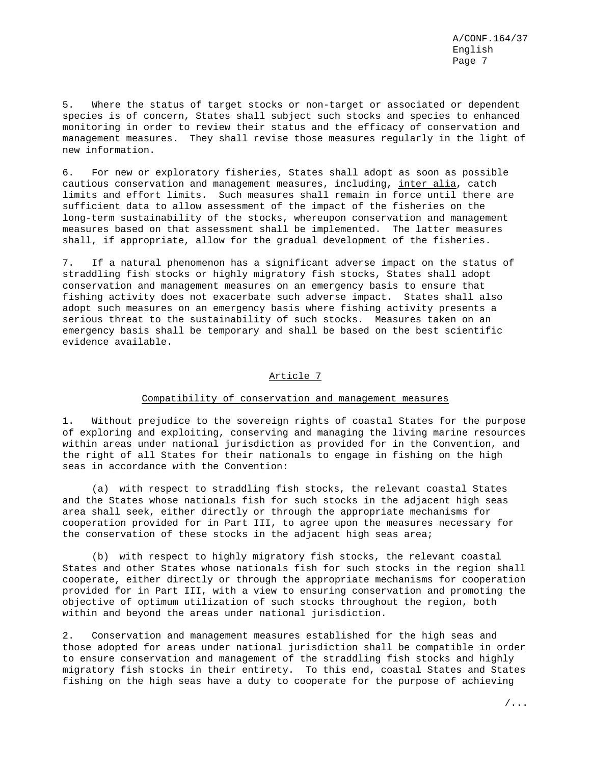5. Where the status of target stocks or non-target or associated or dependent species is of concern, States shall subject such stocks and species to enhanced monitoring in order to review their status and the efficacy of conservation and management measures. They shall revise those measures regularly in the light of new information.

6. For new or exploratory fisheries, States shall adopt as soon as possible cautious conservation and management measures, including, *inter alia*, catch limits and effort limits. Such measures shall remain in force until there are sufficient data to allow assessment of the impact of the fisheries on the long-term sustainability of the stocks, whereupon conservation and management measures based on that assessment shall be implemented. The latter measures shall, if appropriate, allow for the gradual development of the fisheries.

7. If a natural phenomenon has a significant adverse impact on the status of straddling fish stocks or highly migratory fish stocks, States shall adopt conservation and management measures on an emergency basis to ensure that fishing activity does not exacerbate such adverse impact. States shall also adopt such measures on an emergency basis where fishing activity presents a serious threat to the sustainability of such stocks. Measures taken on an emergency basis shall be temporary and shall be based on the best scientific evidence available.

## Article 7

### Compatibility of conservation and management measures

1. Without prejudice to the sovereign rights of coastal States for the purpose of exploring and exploiting, conserving and managing the living marine resources within areas under national jurisdiction as provided for in the Convention, and the right of all States for their nationals to engage in fishing on the high seas in accordance with the Convention:

(a) with respect to straddling fish stocks, the relevant coastal States and the States whose nationals fish for such stocks in the adjacent high seas area shall seek, either directly or through the appropriate mechanisms for cooperation provided for in Part III, to agree upon the measures necessary for the conservation of these stocks in the adjacent high seas area;

(b) with respect to highly migratory fish stocks, the relevant coastal States and other States whose nationals fish for such stocks in the region shall cooperate, either directly or through the appropriate mechanisms for cooperation provided for in Part III, with a view to ensuring conservation and promoting the objective of optimum utilization of such stocks throughout the region, both within and beyond the areas under national jurisdiction.

2. Conservation and management measures established for the high seas and those adopted for areas under national jurisdiction shall be compatible in order to ensure conservation and management of the straddling fish stocks and highly migratory fish stocks in their entirety. To this end, coastal States and States fishing on the high seas have a duty to cooperate for the purpose of achieving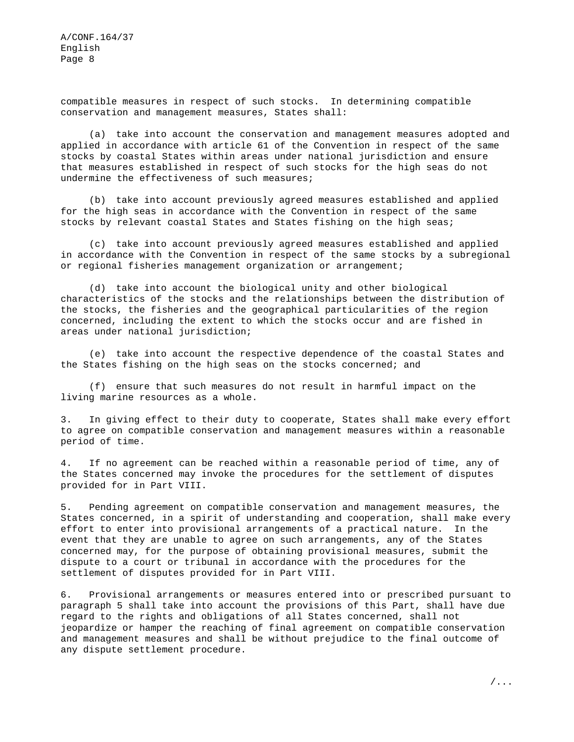compatible measures in respect of such stocks. In determining compatible conservation and management measures, States shall:

(a) take into account the conservation and management measures adopted and applied in accordance with article 61 of the Convention in respect of the same stocks by coastal States within areas under national jurisdiction and ensure that measures established in respect of such stocks for the high seas do not undermine the effectiveness of such measures;

(b) take into account previously agreed measures established and applied for the high seas in accordance with the Convention in respect of the same stocks by relevant coastal States and States fishing on the high seas;

(c) take into account previously agreed measures established and applied in accordance with the Convention in respect of the same stocks by a subregional or regional fisheries management organization or arrangement;

(d) take into account the biological unity and other biological characteristics of the stocks and the relationships between the distribution of the stocks, the fisheries and the geographical particularities of the region concerned, including the extent to which the stocks occur and are fished in areas under national jurisdiction;

(e) take into account the respective dependence of the coastal States and the States fishing on the high seas on the stocks concerned; and

(f) ensure that such measures do not result in harmful impact on the living marine resources as a whole.

3. In giving effect to their duty to cooperate, States shall make every effort to agree on compatible conservation and management measures within a reasonable period of time.

4. If no agreement can be reached within a reasonable period of time, any of the States concerned may invoke the procedures for the settlement of disputes provided for in Part VIII.

5. Pending agreement on compatible conservation and management measures, the States concerned, in a spirit of understanding and cooperation, shall make every effort to enter into provisional arrangements of a practical nature. In the event that they are unable to agree on such arrangements, any of the States concerned may, for the purpose of obtaining provisional measures, submit the dispute to a court or tribunal in accordance with the procedures for the settlement of disputes provided for in Part VIII.

6. Provisional arrangements or measures entered into or prescribed pursuant to paragraph 5 shall take into account the provisions of this Part, shall have due regard to the rights and obligations of all States concerned, shall not jeopardize or hamper the reaching of final agreement on compatible conservation and management measures and shall be without prejudice to the final outcome of any dispute settlement procedure.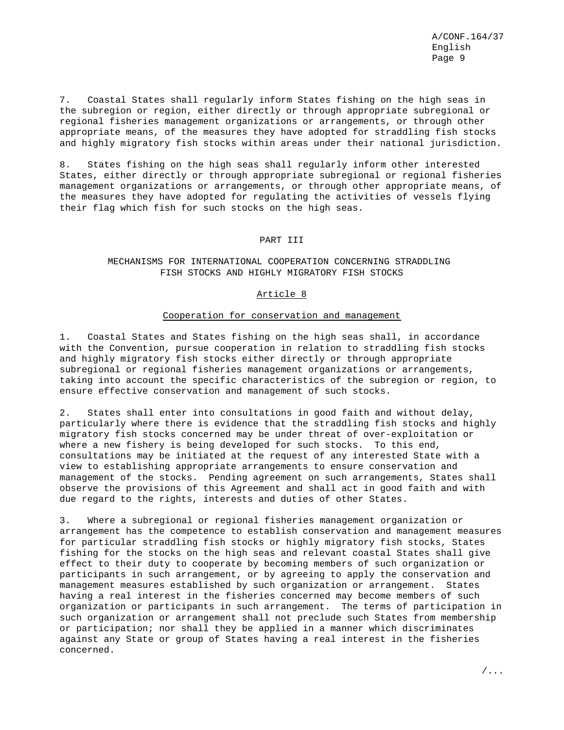7. Coastal States shall regularly inform States fishing on the high seas in the subregion or region, either directly or through appropriate subregional or regional fisheries management organizations or arrangements, or through other appropriate means, of the measures they have adopted for straddling fish stocks and highly migratory fish stocks within areas under their national jurisdiction.

8. States fishing on the high seas shall regularly inform other interested States, either directly or through appropriate subregional or regional fisheries management organizations or arrangements, or through other appropriate means, of the measures they have adopted for regulating the activities of vessels flying their flag which fish for such stocks on the high seas.

## PART III

## MECHANISMS FOR INTERNATIONAL COOPERATION CONCERNING STRADDLING FISH STOCKS AND HIGHLY MIGRATORY FISH STOCKS

### Article 8

### Cooperation for conservation and management

1. Coastal States and States fishing on the high seas shall, in accordance with the Convention, pursue cooperation in relation to straddling fish stocks and highly migratory fish stocks either directly or through appropriate subregional or regional fisheries management organizations or arrangements, taking into account the specific characteristics of the subregion or region, to ensure effective conservation and management of such stocks.

2. States shall enter into consultations in good faith and without delay, particularly where there is evidence that the straddling fish stocks and highly migratory fish stocks concerned may be under threat of over-exploitation or where a new fishery is being developed for such stocks. To this end, consultations may be initiated at the request of any interested State with a view to establishing appropriate arrangements to ensure conservation and management of the stocks. Pending agreement on such arrangements, States shall observe the provisions of this Agreement and shall act in good faith and with due regard to the rights, interests and duties of other States.

3. Where a subregional or regional fisheries management organization or arrangement has the competence to establish conservation and management measures for particular straddling fish stocks or highly migratory fish stocks, States fishing for the stocks on the high seas and relevant coastal States shall give effect to their duty to cooperate by becoming members of such organization or participants in such arrangement, or by agreeing to apply the conservation and management measures established by such organization or arrangement. States having a real interest in the fisheries concerned may become members of such organization or participants in such arrangement. The terms of participation in such organization or arrangement shall not preclude such States from membership or participation; nor shall they be applied in a manner which discriminates against any State or group of States having a real interest in the fisheries concerned.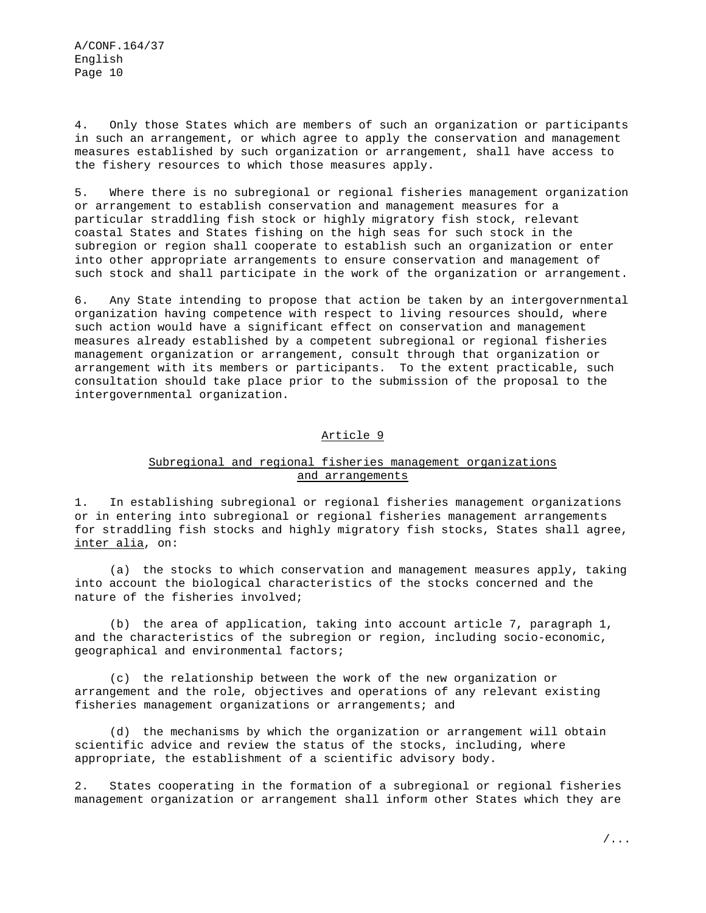4. Only those States which are members of such an organization or participants in such an arrangement, or which agree to apply the conservation and management measures established by such organization or arrangement, shall have access to the fishery resources to which those measures apply.

5. Where there is no subregional or regional fisheries management organization or arrangement to establish conservation and management measures for a particular straddling fish stock or highly migratory fish stock, relevant coastal States and States fishing on the high seas for such stock in the subregion or region shall cooperate to establish such an organization or enter into other appropriate arrangements to ensure conservation and management of such stock and shall participate in the work of the organization or arrangement.

6. Any State intending to propose that action be taken by an intergovernmental organization having competence with respect to living resources should, where such action would have a significant effect on conservation and management measures already established by a competent subregional or regional fisheries management organization or arrangement, consult through that organization or arrangement with its members or participants. To the extent practicable, such consultation should take place prior to the submission of the proposal to the intergovernmental organization.

## Article 9

### Subregional and regional fisheries management organizations and arrangements

1. In establishing subregional or regional fisheries management organizations or in entering into subregional or regional fisheries management arrangements for straddling fish stocks and highly migratory fish stocks, States shall agree, *inter alia*, on:

(a) the stocks to which conservation and management measures apply, taking into account the biological characteristics of the stocks concerned and the nature of the fisheries involved;

(b) the area of application, taking into account article 7, paragraph 1, and the characteristics of the subregion or region, including socio-economic, geographical and environmental factors;

(c) the relationship between the work of the new organization or arrangement and the role, objectives and operations of any relevant existing fisheries management organizations or arrangements; and

(d) the mechanisms by which the organization or arrangement will obtain scientific advice and review the status of the stocks, including, where appropriate, the establishment of a scientific advisory body.

2. States cooperating in the formation of a subregional or regional fisheries management organization or arrangement shall inform other States which they are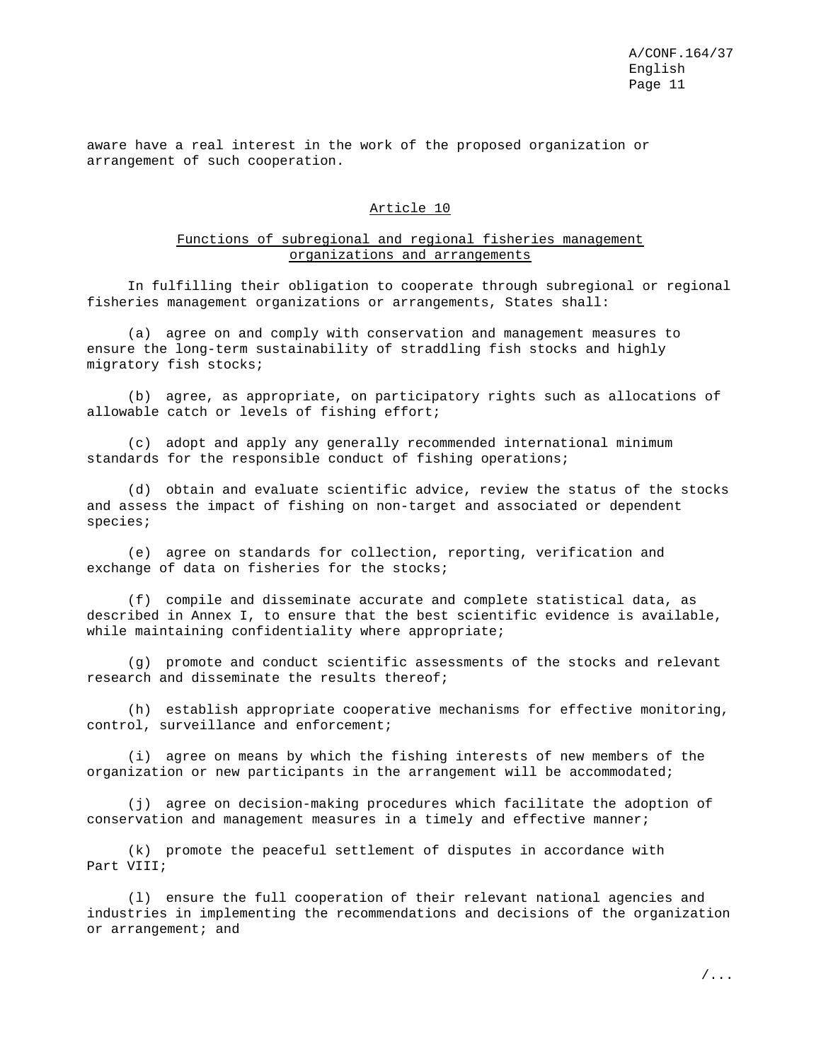aware have a real interest in the work of the proposed organization or arrangement of such cooperation.

## Article 10

### Functions of subregional and regional fisheries management organizations and arrangements

In fulfilling their obligation to cooperate through subregional or regional fisheries management organizations or arrangements, States shall:

(a) agree on and comply with conservation and management measures to ensure the long-term sustainability of straddling fish stocks and highly migratory fish stocks;

(b) agree, as appropriate, on participatory rights such as allocations of allowable catch or levels of fishing effort;

(c) adopt and apply any generally recommended international minimum standards for the responsible conduct of fishing operations;

(d) obtain and evaluate scientific advice, review the status of the stocks and assess the impact of fishing on non-target and associated or dependent species;

(e) agree on standards for collection, reporting, verification and exchange of data on fisheries for the stocks;

(f) compile and disseminate accurate and complete statistical data, as described in Annex I, to ensure that the best scientific evidence is available, while maintaining confidentiality where appropriate;

(g) promote and conduct scientific assessments of the stocks and relevant research and disseminate the results thereof;

(h) establish appropriate cooperative mechanisms for effective monitoring, control, surveillance and enforcement;

(i) agree on means by which the fishing interests of new members of the organization or new participants in the arrangement will be accommodated;

(j) agree on decision-making procedures which facilitate the adoption of conservation and management measures in a timely and effective manner;

(k) promote the peaceful settlement of disputes in accordance with Part VIII;

(l) ensure the full cooperation of their relevant national agencies and industries in implementing the recommendations and decisions of the organization or arrangement; and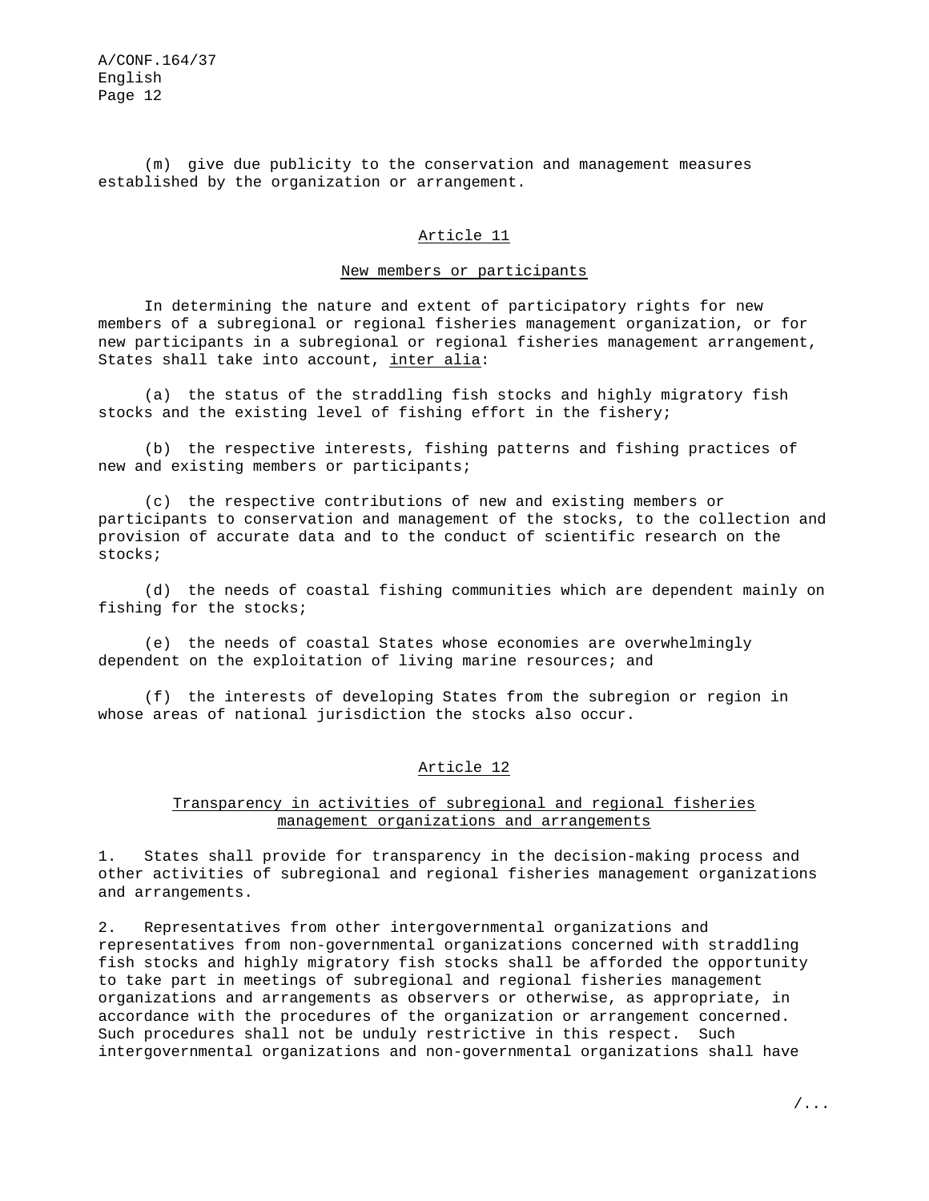(m) give due publicity to the conservation and management measures established by the organization or arrangement.

## Article 11

### New members or participants

In determining the nature and extent of participatory rights for new members of a subregional or regional fisheries management organization, or for new participants in a subregional or regional fisheries management arrangement, States shall take into account, *inter alia*:

(a) the status of the straddling fish stocks and highly migratory fish stocks and the existing level of fishing effort in the fishery;

(b) the respective interests, fishing patterns and fishing practices of new and existing members or participants;

(c) the respective contributions of new and existing members or participants to conservation and management of the stocks, to the collection and provision of accurate data and to the conduct of scientific research on the stocks;

(d) the needs of coastal fishing communities which are dependent mainly on fishing for the stocks;

(e) the needs of coastal States whose economies are overwhelmingly dependent on the exploitation of living marine resources; and

(f) the interests of developing States from the subregion or region in whose areas of national jurisdiction the stocks also occur.

## Article 12

### Transparency in activities of subregional and regional fisheries management organizations and arrangements

1. States shall provide for transparency in the decision-making process and other activities of subregional and regional fisheries management organizations and arrangements.

2. Representatives from other intergovernmental organizations and representatives from non-governmental organizations concerned with straddling fish stocks and highly migratory fish stocks shall be afforded the opportunity to take part in meetings of subregional and regional fisheries management organizations and arrangements as observers or otherwise, as appropriate, in accordance with the procedures of the organization or arrangement concerned. Such procedures shall not be unduly restrictive in this respect. Such intergovernmental organizations and non-governmental organizations shall have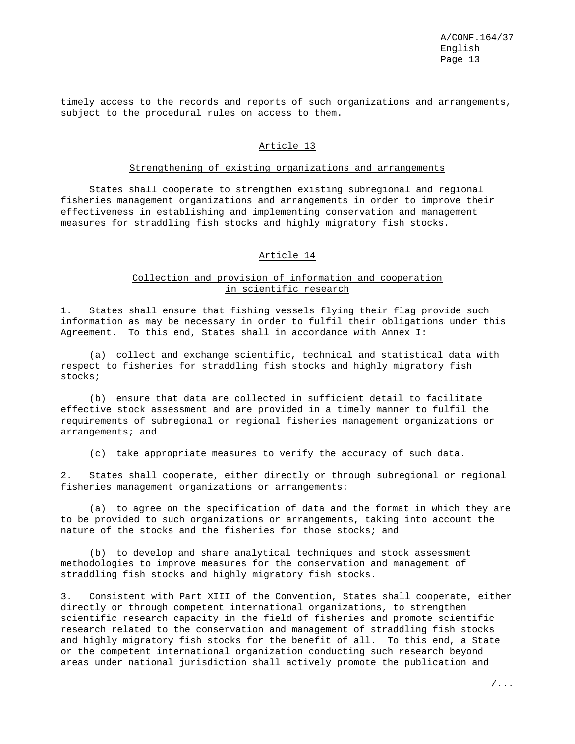timely access to the records and reports of such organizations and arrangements, subject to the procedural rules on access to them.

## Article 13

### Strengthening of existing organizations and arrangements

States shall cooperate to strengthen existing subregional and regional fisheries management organizations and arrangements in order to improve their effectiveness in establishing and implementing conservation and management measures for straddling fish stocks and highly migratory fish stocks.

## Article 14

### Collection and provision of information and cooperation in scientific research

1. States shall ensure that fishing vessels flying their flag provide such information as may be necessary in order to fulfil their obligations under this Agreement. To this end, States shall in accordance with Annex I:

   (a) collect and exchange scientific, technical and statistical data with respect to fisheries for straddling fish stocks and highly migratory fish stocks;

   (b) ensure that data are collected in sufficient detail to facilitate effective stock assessment and are provided in a timely manner to fulfil the requirements of subregional or regional fisheries management organizations or arrangements; and

   (c) take appropriate measures to verify the accuracy of such data.

2. States shall cooperate, either directly or through subregional or regional fisheries management organizations or arrangements:

   (a) to agree on the specification of data and the format in which they are to be provided to such organizations or arrangements, taking into account the nature of the stocks and the fisheries for those stocks; and

   (b) to develop and share analytical techniques and stock assessment methodologies to improve measures for the conservation and management of straddling fish stocks and highly migratory fish stocks.

3. Consistent with Part XIII of the Convention, States shall cooperate, either directly or through competent international organizations, to strengthen scientific research capacity in the field of fisheries and promote scientific research related to the conservation and management of straddling fish stocks and highly migratory fish stocks for the benefit of all. To this end, a State or the competent international organization conducting such research beyond areas under national jurisdiction shall actively promote the publication and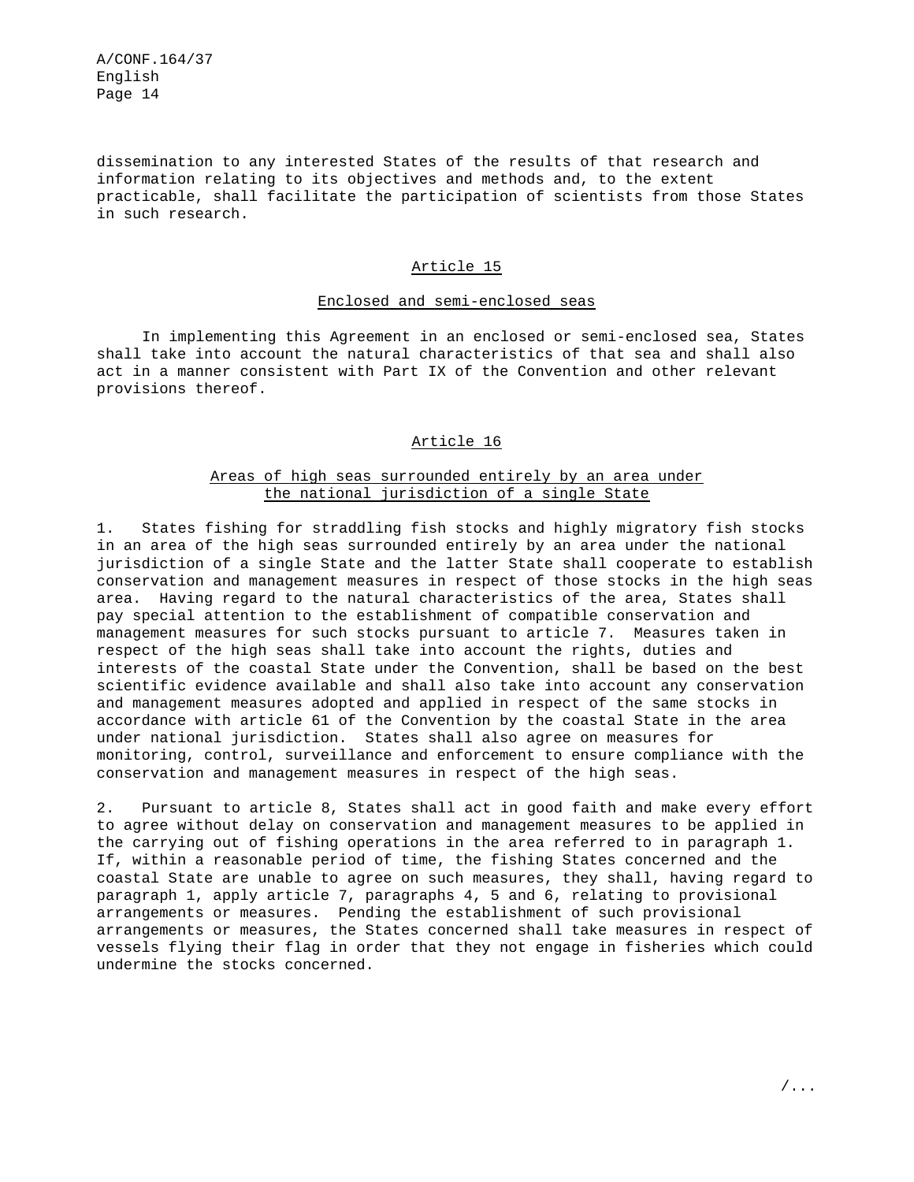dissemination to any interested States of the results of that research and information relating to its objectives and methods and, to the extent practicable, shall facilitate the participation of scientists from those States in such research.

## Article 15

### Enclosed and semi-enclosed seas

In implementing this Agreement in an enclosed or semi-enclosed sea, States shall take into account the natural characteristics of that sea and shall also act in a manner consistent with Part IX of the Convention and other relevant provisions thereof.

## Article 16

### Areas of high seas surrounded entirely by an area under the national jurisdiction of a single State

1. States fishing for straddling fish stocks and highly migratory fish stocks in an area of the high seas surrounded entirely by an area under the national jurisdiction of a single State and the latter State shall cooperate to establish conservation and management measures in respect of those stocks in the high seas area. Having regard to the natural characteristics of the area, States shall pay special attention to the establishment of compatible conservation and management measures for such stocks pursuant to article 7. Measures taken in respect of the high seas shall take into account the rights, duties and interests of the coastal State under the Convention, shall be based on the best scientific evidence available and shall also take into account any conservation and management measures adopted and applied in respect of the same stocks in accordance with article 61 of the Convention by the coastal State in the area under national jurisdiction. States shall also agree on measures for monitoring, control, surveillance and enforcement to ensure compliance with the conservation and management measures in respect of the high seas.

2. Pursuant to article 8, States shall act in good faith and make every effort to agree without delay on conservation and management measures to be applied in the carrying out of fishing operations in the area referred to in paragraph 1. If, within a reasonable period of time, the fishing States concerned and the coastal State are unable to agree on such measures, they shall, having regard to paragraph 1, apply article 7, paragraphs 4, 5 and 6, relating to provisional arrangements or measures. Pending the establishment of such provisional arrangements or measures, the States concerned shall take measures in respect of vessels flying their flag in order that they not engage in fisheries which could undermine the stocks concerned.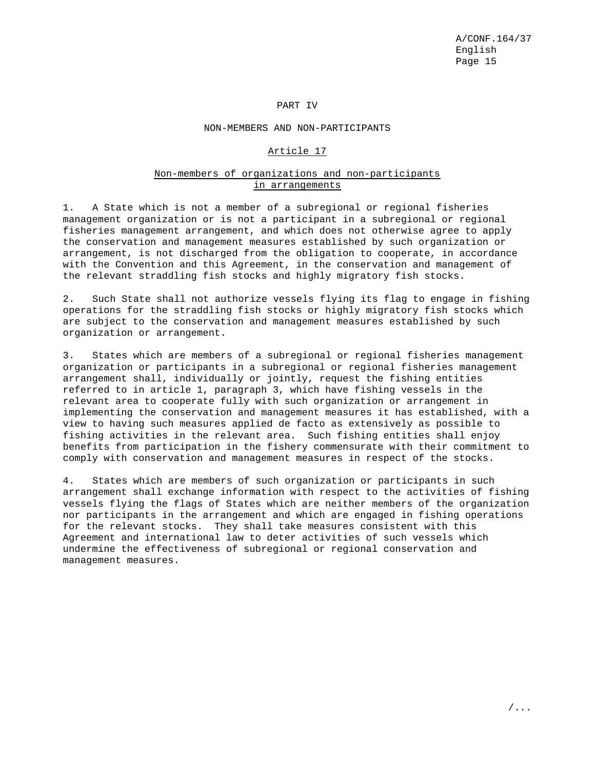## PART IV

## NON-MEMBERS AND NON-PARTICIPANTS

### Article 17

### Non-members of organizations and non-participants in arrangements

1. A State which is not a member of a subregional or regional fisheries management organization or is not a participant in a subregional or regional fisheries management arrangement, and which does not otherwise agree to apply the conservation and management measures established by such organization or arrangement, is not discharged from the obligation to cooperate, in accordance with the Convention and this Agreement, in the conservation and management of the relevant straddling fish stocks and highly migratory fish stocks.

2. Such State shall not authorize vessels flying its flag to engage in fishing operations for the straddling fish stocks or highly migratory fish stocks which are subject to the conservation and management measures established by such organization or arrangement.

3. States which are members of a subregional or regional fisheries management organization or participants in a subregional or regional fisheries management arrangement shall, individually or jointly, request the fishing entities referred to in article 1, paragraph 3, which have fishing vessels in the relevant area to cooperate fully with such organization or arrangement in implementing the conservation and management measures it has established, with a view to having such measures applied de facto as extensively as possible to fishing activities in the relevant area. Such fishing entities shall enjoy benefits from participation in the fishery commensurate with their commitment to comply with conservation and management measures in respect of the stocks.

4. States which are members of such organization or participants in such arrangement shall exchange information with respect to the activities of fishing vessels flying the flags of States which are neither members of the organization nor participants in the arrangement and which are engaged in fishing operations for the relevant stocks. They shall take measures consistent with this Agreement and international law to deter activities of such vessels which undermine the effectiveness of subregional or regional conservation and management measures.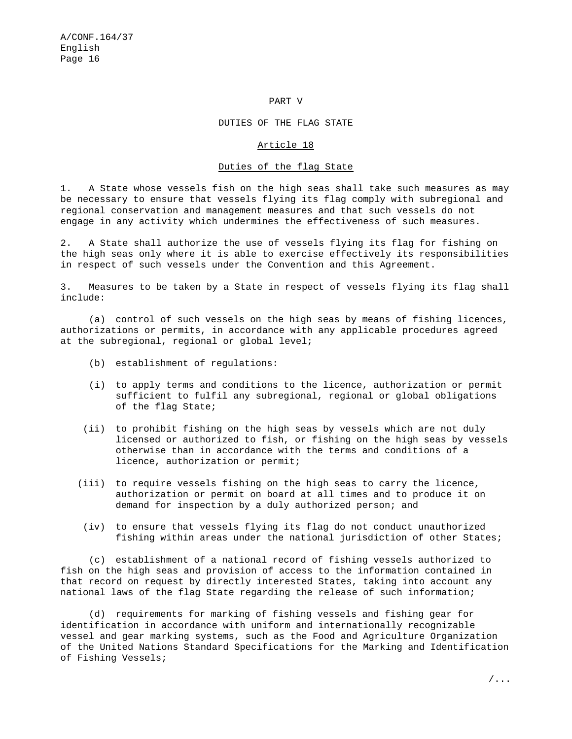## PART V

## DUTIES OF THE FLAG STATE

### Article 18

### Duties of the flag State

1. A State whose vessels fish on the high seas shall take such measures as may be necessary to ensure that vessels flying its flag comply with subregional and regional conservation and management measures and that such vessels do not engage in any activity which undermines the effectiveness of such measures.

2. A State shall authorize the use of vessels flying its flag for fishing on the high seas only where it is able to exercise effectively its responsibilities in respect of such vessels under the Convention and this Agreement.

3. Measures to be taken by a State in respect of vessels flying its flag shall include:

(a) control of such vessels on the high seas by means of fishing licences, authorizations or permits, in accordance with any applicable procedures agreed at the subregional, regional or global level;

(b) establishment of regulations:

(i) to apply terms and conditions to the licence, authorization or permit sufficient to fulfil any subregional, regional or global obligations of the flag State;

(ii) to prohibit fishing on the high seas by vessels which are not duly licensed or authorized to fish, or fishing on the high seas by vessels otherwise than in accordance with the terms and conditions of a licence, authorization or permit;

(iii) to require vessels fishing on the high seas to carry the licence, authorization or permit on board at all times and to produce it on demand for inspection by a duly authorized person; and

(iv) to ensure that vessels flying its flag do not conduct unauthorized fishing within areas under the national jurisdiction of other States;

(c) establishment of a national record of fishing vessels authorized to fish on the high seas and provision of access to the information contained in that record on request by directly interested States, taking into account any national laws of the flag State regarding the release of such information;

(d) requirements for marking of fishing vessels and fishing gear for identification in accordance with uniform and internationally recognizable vessel and gear marking systems, such as the Food and Agriculture Organization of the United Nations Standard Specifications for the Marking and Identification of Fishing Vessels;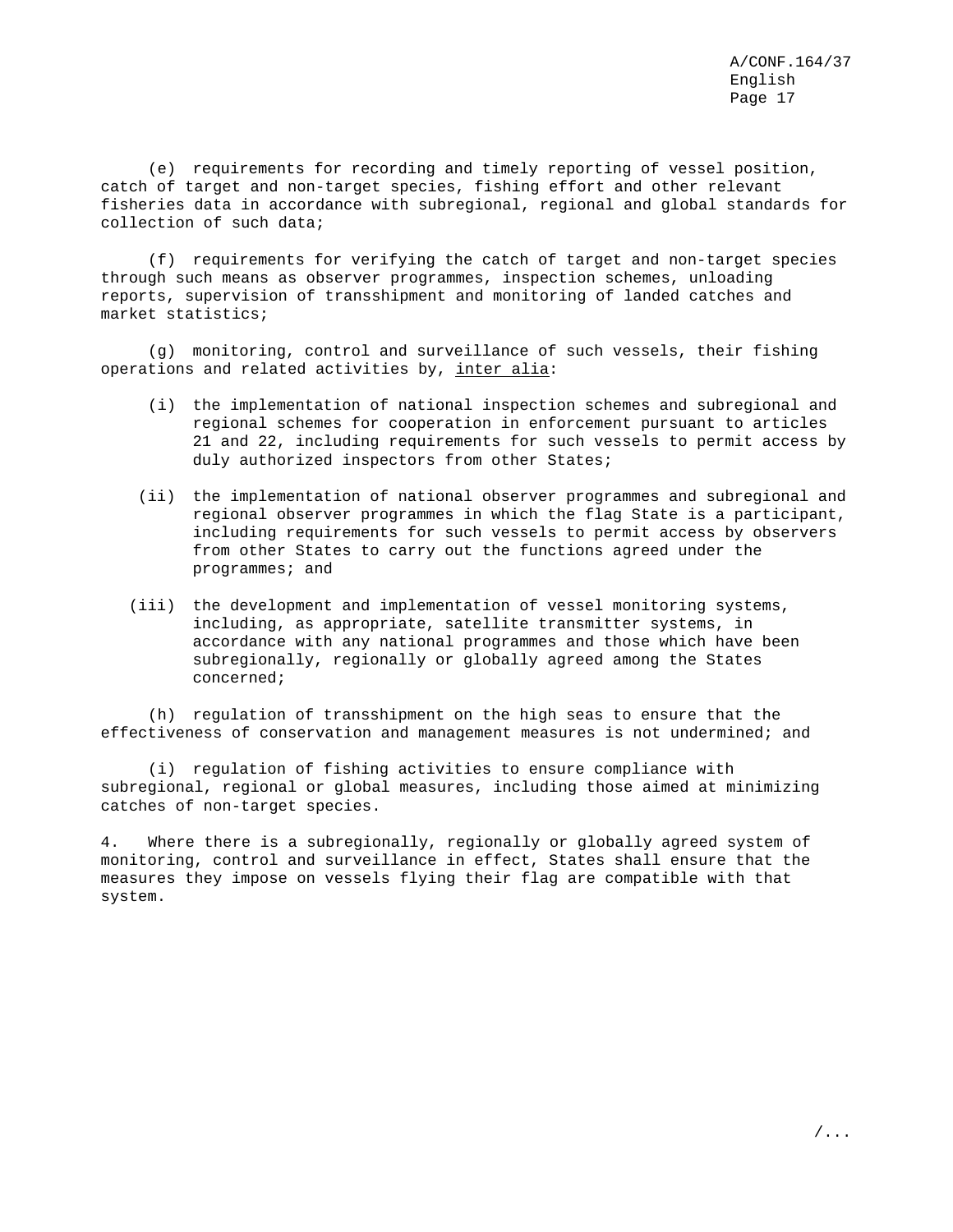(e) requirements for recording and timely reporting of vessel position, catch of target and non-target species, fishing effort and other relevant fisheries data in accordance with subregional, regional and global standards for collection of such data;

(f) requirements for verifying the catch of target and non-target species through such means as observer programmes, inspection schemes, unloading reports, supervision of transshipment and monitoring of landed catches and market statistics;

(g) monitoring, control and surveillance of such vessels, their fishing operations and related activities by, inter alia:

(i) the implementation of national inspection schemes and subregional and regional schemes for cooperation in enforcement pursuant to articles 21 and 22, including requirements for such vessels to permit access by duly authorized inspectors from other States;

(ii) the implementation of national observer programmes and subregional and regional observer programmes in which the flag State is a participant, including requirements for such vessels to permit access by observers from other States to carry out the functions agreed under the programmes; and

(iii) the development and implementation of vessel monitoring systems, including, as appropriate, satellite transmitter systems, in accordance with any national programmes and those which have been subregionally, regionally or globally agreed among the States concerned;

(h) regulation of transshipment on the high seas to ensure that the effectiveness of conservation and management measures is not undermined; and

(i) regulation of fishing activities to ensure compliance with subregional, regional or global measures, including those aimed at minimizing catches of non-target species.

4. Where there is a subregionally, regionally or globally agreed system of monitoring, control and surveillance in effect, States shall ensure that the measures they impose on vessels flying their flag are compatible with that system.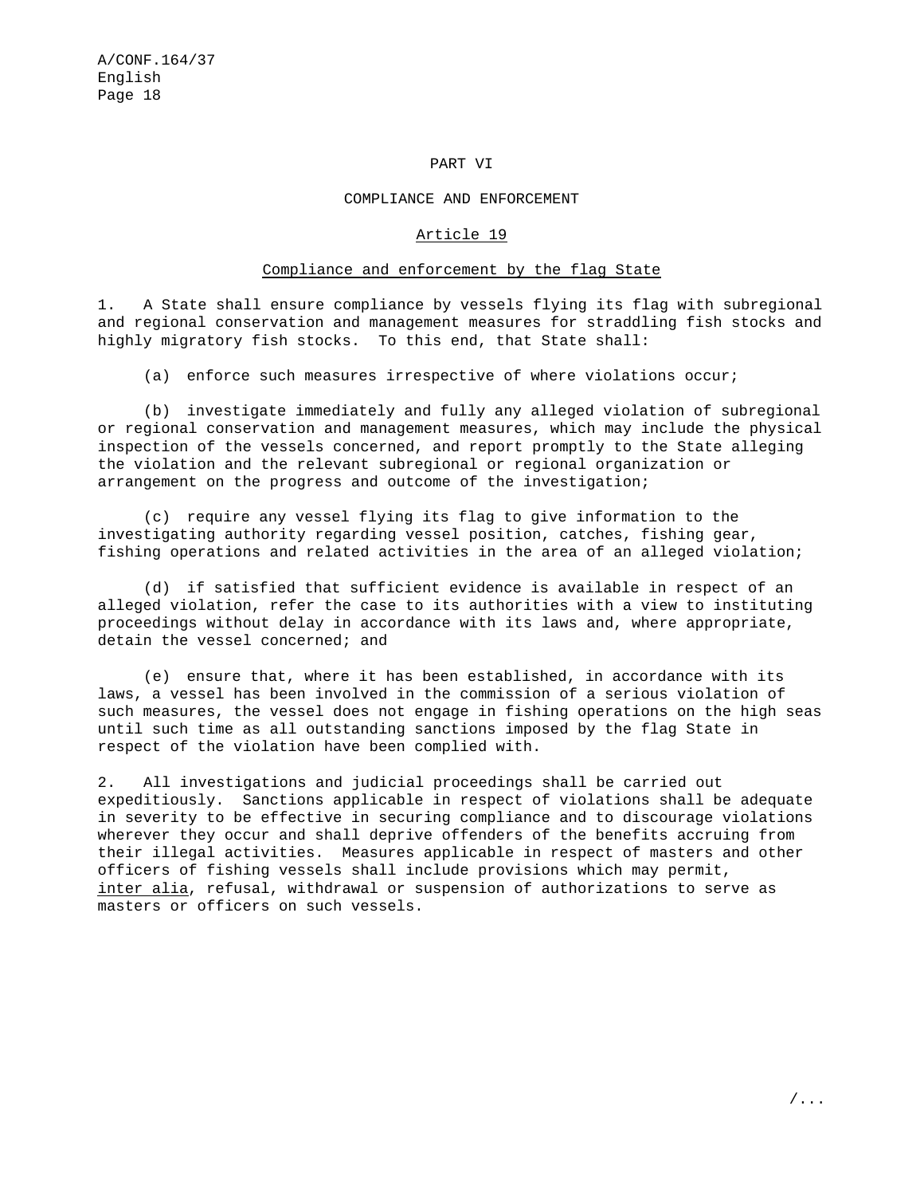# PART VI

## COMPLIANCE AND ENFORCEMENT

### Article 19

### Compliance and enforcement by the flag State

1. A State shall ensure compliance by vessels flying its flag with subregional and regional conservation and management measures for straddling fish stocks and highly migratory fish stocks. To this end, that State shall:

(a) enforce such measures irrespective of where violations occur;

(b) investigate immediately and fully any alleged violation of subregional or regional conservation and management measures, which may include the physical inspection of the vessels concerned, and report promptly to the State alleging the violation and the relevant subregional or regional organization or arrangement on the progress and outcome of the investigation;

(c) require any vessel flying its flag to give information to the investigating authority regarding vessel position, catches, fishing gear, fishing operations and related activities in the area of an alleged violation;

(d) if satisfied that sufficient evidence is available in respect of an alleged violation, refer the case to its authorities with a view to instituting proceedings without delay in accordance with its laws and, where appropriate, detain the vessel concerned; and

(e) ensure that, where it has been established, in accordance with its laws, a vessel has been involved in the commission of a serious violation of such measures, the vessel does not engage in fishing operations on the high seas until such time as all outstanding sanctions imposed by the flag State in respect of the violation have been complied with.

2. All investigations and judicial proceedings shall be carried out expeditiously. Sanctions applicable in respect of violations shall be adequate in severity to be effective in securing compliance and to discourage violations wherever they occur and shall deprive offenders of the benefits accruing from their illegal activities. Measures applicable in respect of masters and other officers of fishing vessels shall include provisions which may permit, *inter alia*, refusal, withdrawal or suspension of authorizations to serve as masters or officers on such vessels.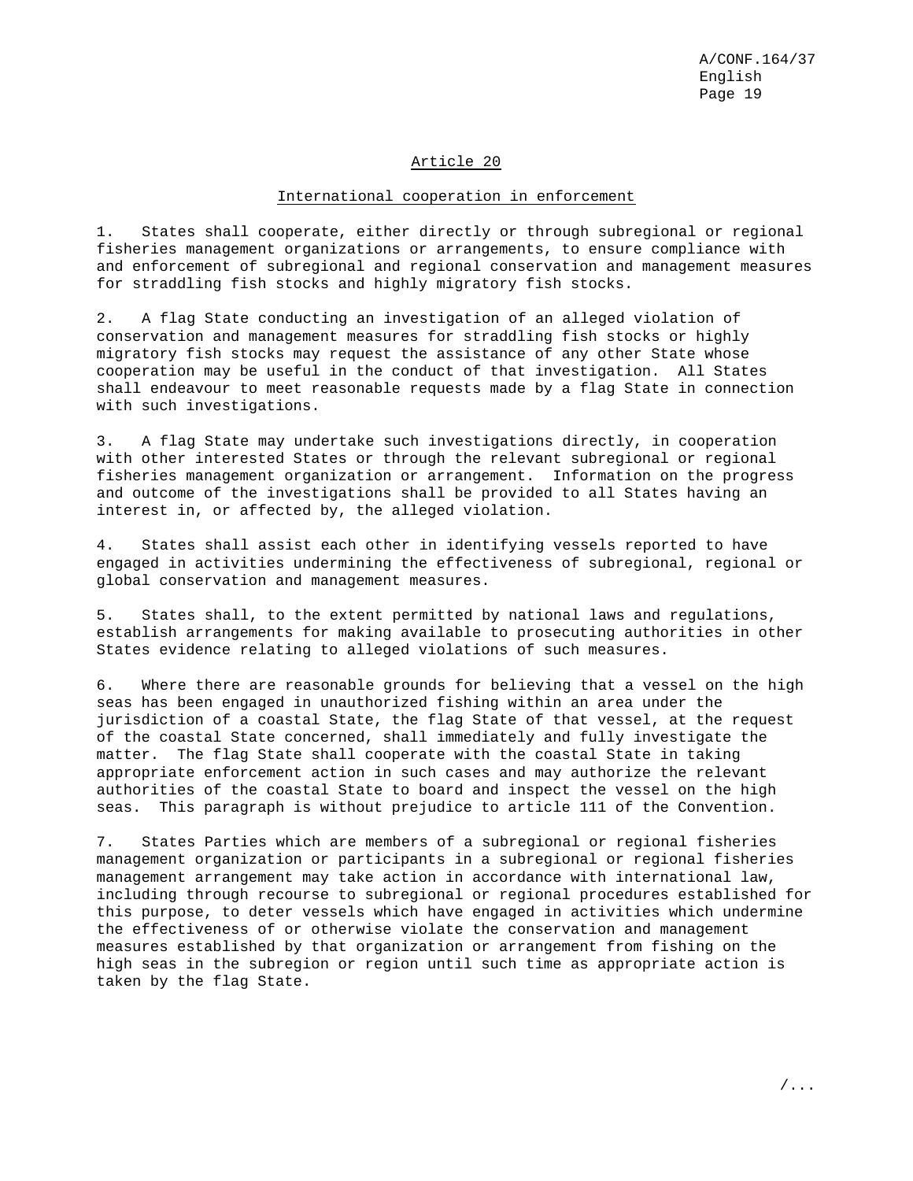## Article 20

### International cooperation in enforcement

1. States shall cooperate, either directly or through subregional or regional fisheries management organizations or arrangements, to ensure compliance with and enforcement of subregional and regional conservation and management measures for straddling fish stocks and highly migratory fish stocks.

2. A flag State conducting an investigation of an alleged violation of conservation and management measures for straddling fish stocks or highly migratory fish stocks may request the assistance of any other State whose cooperation may be useful in the conduct of that investigation. All States shall endeavour to meet reasonable requests made by a flag State in connection with such investigations.

3. A flag State may undertake such investigations directly, in cooperation with other interested States or through the relevant subregional or regional fisheries management organization or arrangement. Information on the progress and outcome of the investigations shall be provided to all States having an interest in, or affected by, the alleged violation.

4. States shall assist each other in identifying vessels reported to have engaged in activities undermining the effectiveness of subregional, regional or global conservation and management measures.

5. States shall, to the extent permitted by national laws and regulations, establish arrangements for making available to prosecuting authorities in other States evidence relating to alleged violations of such measures.

6. Where there are reasonable grounds for believing that a vessel on the high seas has been engaged in unauthorized fishing within an area under the jurisdiction of a coastal State, the flag State of that vessel, at the request of the coastal State concerned, shall immediately and fully investigate the matter. The flag State shall cooperate with the coastal State in taking appropriate enforcement action in such cases and may authorize the relevant authorities of the coastal State to board and inspect the vessel on the high seas. This paragraph is without prejudice to article 111 of the Convention.

7. States Parties which are members of a subregional or regional fisheries management organization or participants in a subregional or regional fisheries management arrangement may take action in accordance with international law, including through recourse to subregional or regional procedures established for this purpose, to deter vessels which have engaged in activities which undermine the effectiveness of or otherwise violate the conservation and management measures established by that organization or arrangement from fishing on the high seas in the subregion or region until such time as appropriate action is taken by the flag State.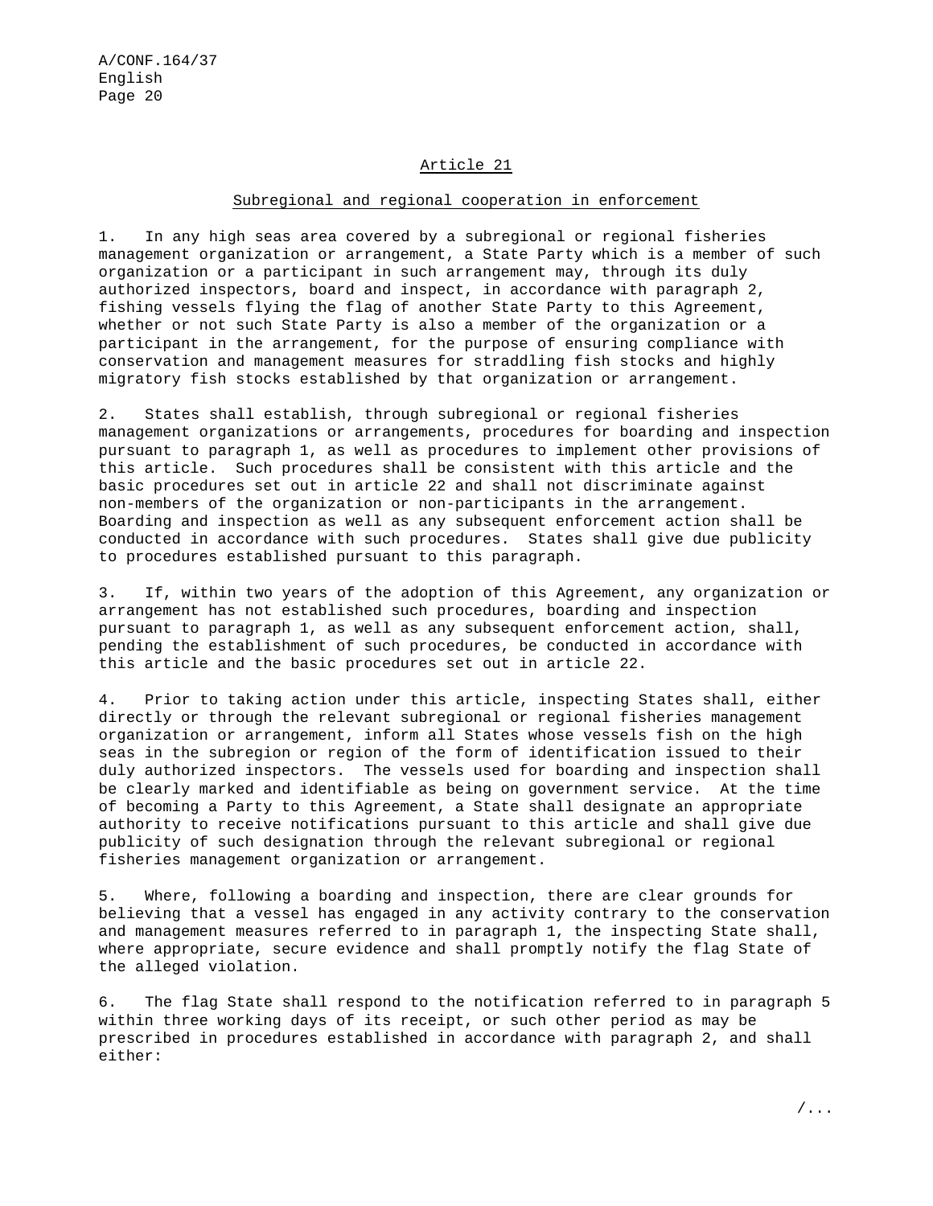## Article 21

### Subregional and regional cooperation in enforcement

1. In any high seas area covered by a subregional or regional fisheries management organization or arrangement, a State Party which is a member of such organization or a participant in such arrangement may, through its duly authorized inspectors, board and inspect, in accordance with paragraph 2, fishing vessels flying the flag of another State Party to this Agreement, whether or not such State Party is also a member of the organization or a participant in the arrangement, for the purpose of ensuring compliance with conservation and management measures for straddling fish stocks and highly migratory fish stocks established by that organization or arrangement.

2. States shall establish, through subregional or regional fisheries management organizations or arrangements, procedures for boarding and inspection pursuant to paragraph 1, as well as procedures to implement other provisions of this article. Such procedures shall be consistent with this article and the basic procedures set out in article 22 and shall not discriminate against non-members of the organization or non-participants in the arrangement. Boarding and inspection as well as any subsequent enforcement action shall be conducted in accordance with such procedures. States shall give due publicity to procedures established pursuant to this paragraph.

3. If, within two years of the adoption of this Agreement, any organization or arrangement has not established such procedures, boarding and inspection pursuant to paragraph 1, as well as any subsequent enforcement action, shall, pending the establishment of such procedures, be conducted in accordance with this article and the basic procedures set out in article 22.

4. Prior to taking action under this article, inspecting States shall, either directly or through the relevant subregional or regional fisheries management organization or arrangement, inform all States whose vessels fish on the high seas in the subregion or region of the form of identification issued to their duly authorized inspectors. The vessels used for boarding and inspection shall be clearly marked and identifiable as being on government service. At the time of becoming a Party to this Agreement, a State shall designate an appropriate authority to receive notifications pursuant to this article and shall give due publicity of such designation through the relevant subregional or regional fisheries management organization or arrangement.

5. Where, following a boarding and inspection, there are clear grounds for believing that a vessel has engaged in any activity contrary to the conservation and management measures referred to in paragraph 1, the inspecting State shall, where appropriate, secure evidence and shall promptly notify the flag State of the alleged violation.

6. The flag State shall respond to the notification referred to in paragraph 5 within three working days of its receipt, or such other period as may be prescribed in procedures established in accordance with paragraph 2, and shall either: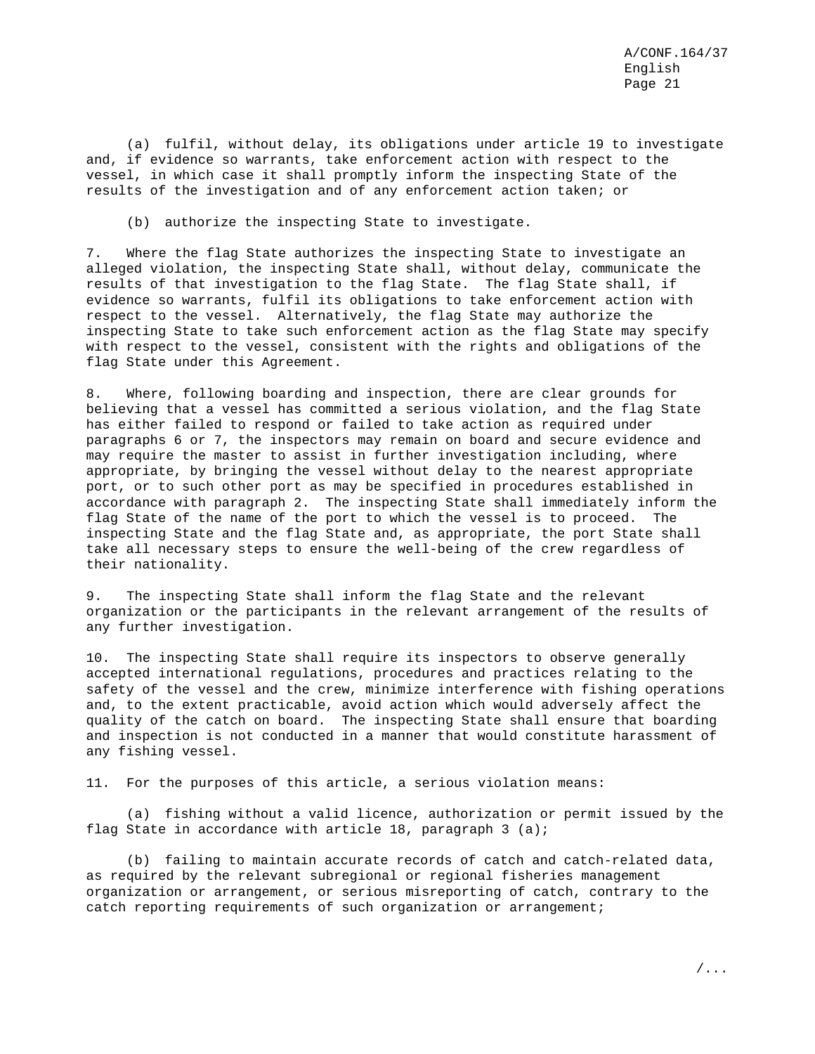(a) fulfil, without delay, its obligations under article 19 to investigate and, if evidence so warrants, take enforcement action with respect to the vessel, in which case it shall promptly inform the inspecting State of the results of the investigation and of any enforcement action taken; or

(b) authorize the inspecting State to investigate.

7. Where the flag State authorizes the inspecting State to investigate an alleged violation, the inspecting State shall, without delay, communicate the results of that investigation to the flag State. The flag State shall, if evidence so warrants, fulfil its obligations to take enforcement action with respect to the vessel. Alternatively, the flag State may authorize the inspecting State to take such enforcement action as the flag State may specify with respect to the vessel, consistent with the rights and obligations of the flag State under this Agreement.

8. Where, following boarding and inspection, there are clear grounds for believing that a vessel has committed a serious violation, and the flag State has either failed to respond or failed to take action as required under paragraphs 6 or 7, the inspectors may remain on board and secure evidence and may require the master to assist in further investigation including, where appropriate, by bringing the vessel without delay to the nearest appropriate port, or to such other port as may be specified in procedures established in accordance with paragraph 2. The inspecting State shall immediately inform the flag State of the name of the port to which the vessel is to proceed. The inspecting State and the flag State and, as appropriate, the port State shall take all necessary steps to ensure the well-being of the crew regardless of their nationality.

9. The inspecting State shall inform the flag State and the relevant organization or the participants in the relevant arrangement of the results of any further investigation.

10. The inspecting State shall require its inspectors to observe generally accepted international regulations, procedures and practices relating to the safety of the vessel and the crew, minimize interference with fishing operations and, to the extent practicable, avoid action which would adversely affect the quality of the catch on board. The inspecting State shall ensure that boarding and inspection is not conducted in a manner that would constitute harassment of any fishing vessel.

11. For the purposes of this article, a serious violation means:

(a) fishing without a valid licence, authorization or permit issued by the flag State in accordance with article 18, paragraph 3 (a);

(b) failing to maintain accurate records of catch and catch-related data, as required by the relevant subregional or regional fisheries management organization or arrangement, or serious misreporting of catch, contrary to the catch reporting requirements of such organization or arrangement;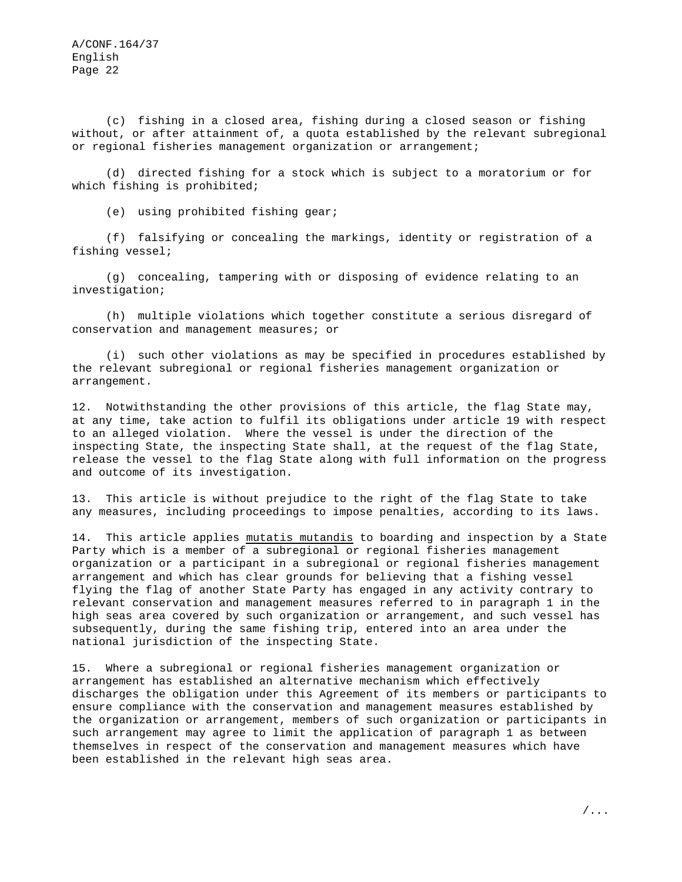(c) fishing in a closed area, fishing during a closed season or fishing without, or after attainment of, a quota established by the relevant subregional or regional fisheries management organization or arrangement;

(d) directed fishing for a stock which is subject to a moratorium or for which fishing is prohibited;

(e) using prohibited fishing gear;

(f) falsifying or concealing the markings, identity or registration of a fishing vessel;

(g) concealing, tampering with or disposing of evidence relating to an investigation;

(h) multiple violations which together constitute a serious disregard of conservation and management measures; or

(i) such other violations as may be specified in procedures established by the relevant subregional or regional fisheries management organization or arrangement.

12. Notwithstanding the other provisions of this article, the flag State may, at any time, take action to fulfil its obligations under article 19 with respect to an alleged violation. Where the vessel is under the direction of the inspecting State, the inspecting State shall, at the request of the flag State, release the vessel to the flag State along with full information on the progress and outcome of its investigation.

13. This article is without prejudice to the right of the flag State to take any measures, including proceedings to impose penalties, according to its laws.

14. This article applies *mutatis mutandis* to boarding and inspection by a State Party which is a member of a subregional or regional fisheries management organization or a participant in a subregional or regional fisheries management arrangement and which has clear grounds for believing that a fishing vessel flying the flag of another State Party has engaged in any activity contrary to relevant conservation and management measures referred to in paragraph 1 in the high seas area covered by such organization or arrangement, and such vessel has subsequently, during the same fishing trip, entered into an area under the national jurisdiction of the inspecting State.

15. Where a subregional or regional fisheries management organization or arrangement has established an alternative mechanism which effectively discharges the obligation under this Agreement of its members or participants to ensure compliance with the conservation and management measures established by the organization or arrangement, members of such organization or participants in such arrangement may agree to limit the application of paragraph 1 as between themselves in respect of the conservation and management measures which have been established in the relevant high seas area.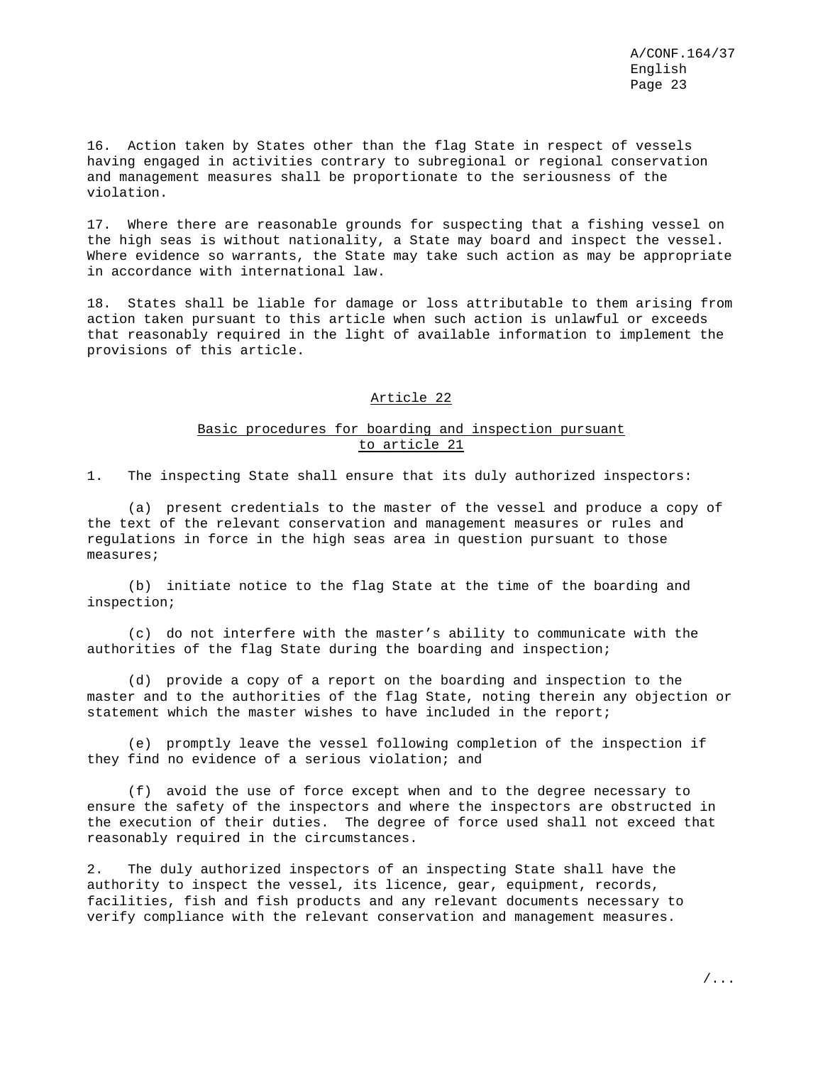16. Action taken by States other than the flag State in respect of vessels having engaged in activities contrary to subregional or regional conservation and management measures shall be proportionate to the seriousness of the violation.

17. Where there are reasonable grounds for suspecting that a fishing vessel on the high seas is without nationality, a State may board and inspect the vessel. Where evidence so warrants, the State may take such action as may be appropriate in accordance with international law.

18. States shall be liable for damage or loss attributable to them arising from action taken pursuant to this article when such action is unlawful or exceeds that reasonably required in the light of available information to implement the provisions of this article.

## Article 22

### Basic procedures for boarding and inspection pursuant to article 21

1. The inspecting State shall ensure that its duly authorized inspectors:

(a) present credentials to the master of the vessel and produce a copy of the text of the relevant conservation and management measures or rules and regulations in force in the high seas area in question pursuant to those measures;

(b) initiate notice to the flag State at the time of the boarding and inspection;

(c) do not interfere with the master's ability to communicate with the authorities of the flag State during the boarding and inspection;

(d) provide a copy of a report on the boarding and inspection to the master and to the authorities of the flag State, noting therein any objection or statement which the master wishes to have included in the report;

(e) promptly leave the vessel following completion of the inspection if they find no evidence of a serious violation; and

(f) avoid the use of force except when and to the degree necessary to ensure the safety of the inspectors and where the inspectors are obstructed in the execution of their duties. The degree of force used shall not exceed that reasonably required in the circumstances.

2. The duly authorized inspectors of an inspecting State shall have the authority to inspect the vessel, its licence, gear, equipment, records, facilities, fish and fish products and any relevant documents necessary to verify compliance with the relevant conservation and management measures.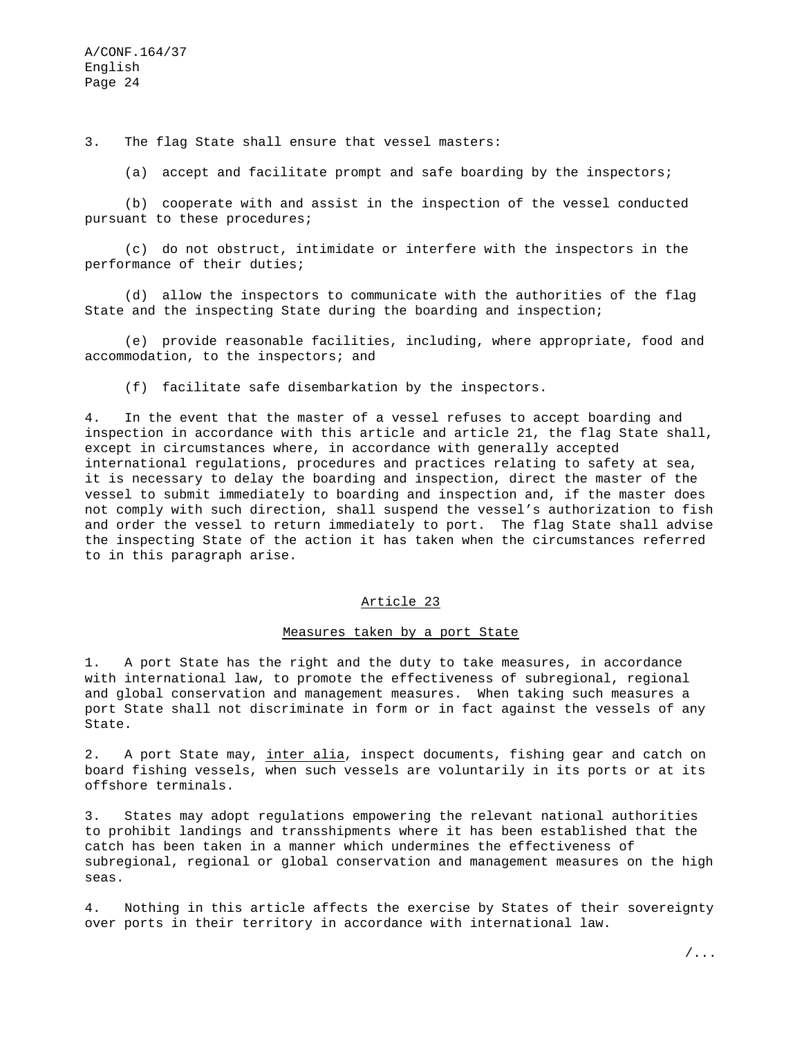3. The flag State shall ensure that vessel masters:

(a) accept and facilitate prompt and safe boarding by the inspectors;

(b) cooperate with and assist in the inspection of the vessel conducted pursuant to these procedures;

(c) do not obstruct, intimidate or interfere with the inspectors in the performance of their duties;

(d) allow the inspectors to communicate with the authorities of the flag State and the inspecting State during the boarding and inspection;

(e) provide reasonable facilities, including, where appropriate, food and accommodation, to the inspectors; and

(f) facilitate safe disembarkation by the inspectors.

4. In the event that the master of a vessel refuses to accept boarding and inspection in accordance with this article and article 21, the flag State shall, except in circumstances where, in accordance with generally accepted international regulations, procedures and practices relating to safety at sea, it is necessary to delay the boarding and inspection, direct the master of the vessel to submit immediately to boarding and inspection and, if the master does not comply with such direction, shall suspend the vessel's authorization to fish and order the vessel to return immediately to port. The flag State shall advise the inspecting State of the action it has taken when the circumstances referred to in this paragraph arise.

## Article 23

### Measures taken by a port State

1. A port State has the right and the duty to take measures, in accordance with international law, to promote the effectiveness of subregional, regional and global conservation and management measures. When taking such measures a port State shall not discriminate in form or in fact against the vessels of any State.

2. A port State may, *inter alia*, inspect documents, fishing gear and catch on board fishing vessels, when such vessels are voluntarily in its ports or at its offshore terminals.

3. States may adopt regulations empowering the relevant national authorities to prohibit landings and transshipments where it has been established that the catch has been taken in a manner which undermines the effectiveness of subregional, regional or global conservation and management measures on the high seas.

4. Nothing in this article affects the exercise by States of their sovereignty over ports in their territory in accordance with international law.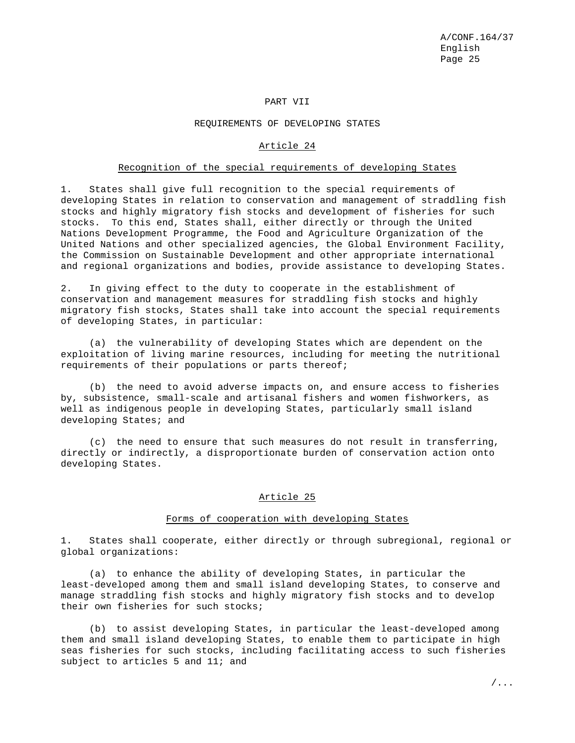## PART VII

## REQUIREMENTS OF DEVELOPING STATES

### Article 24

### Recognition of the special requirements of developing States

1. States shall give full recognition to the special requirements of developing States in relation to conservation and management of straddling fish stocks and highly migratory fish stocks and development of fisheries for such stocks. To this end, States shall, either directly or through the United Nations Development Programme, the Food and Agriculture Organization of the United Nations and other specialized agencies, the Global Environment Facility, the Commission on Sustainable Development and other appropriate international and regional organizations and bodies, provide assistance to developing States.

2. In giving effect to the duty to cooperate in the establishment of conservation and management measures for straddling fish stocks and highly migratory fish stocks, States shall take into account the special requirements of developing States, in particular:

(a) the vulnerability of developing States which are dependent on the exploitation of living marine resources, including for meeting the nutritional requirements of their populations or parts thereof;

(b) the need to avoid adverse impacts on, and ensure access to fisheries by, subsistence, small-scale and artisanal fishers and women fishworkers, as well as indigenous people in developing States, particularly small island developing States; and

(c) the need to ensure that such measures do not result in transferring, directly or indirectly, a disproportionate burden of conservation action onto developing States.

### Article 25

### Forms of cooperation with developing States

1. States shall cooperate, either directly or through subregional, regional or global organizations:

(a) to enhance the ability of developing States, in particular the least-developed among them and small island developing States, to conserve and manage straddling fish stocks and highly migratory fish stocks and to develop their own fisheries for such stocks;

(b) to assist developing States, in particular the least-developed among them and small island developing States, to enable them to participate in high seas fisheries for such stocks, including facilitating access to such fisheries subject to articles 5 and 11; and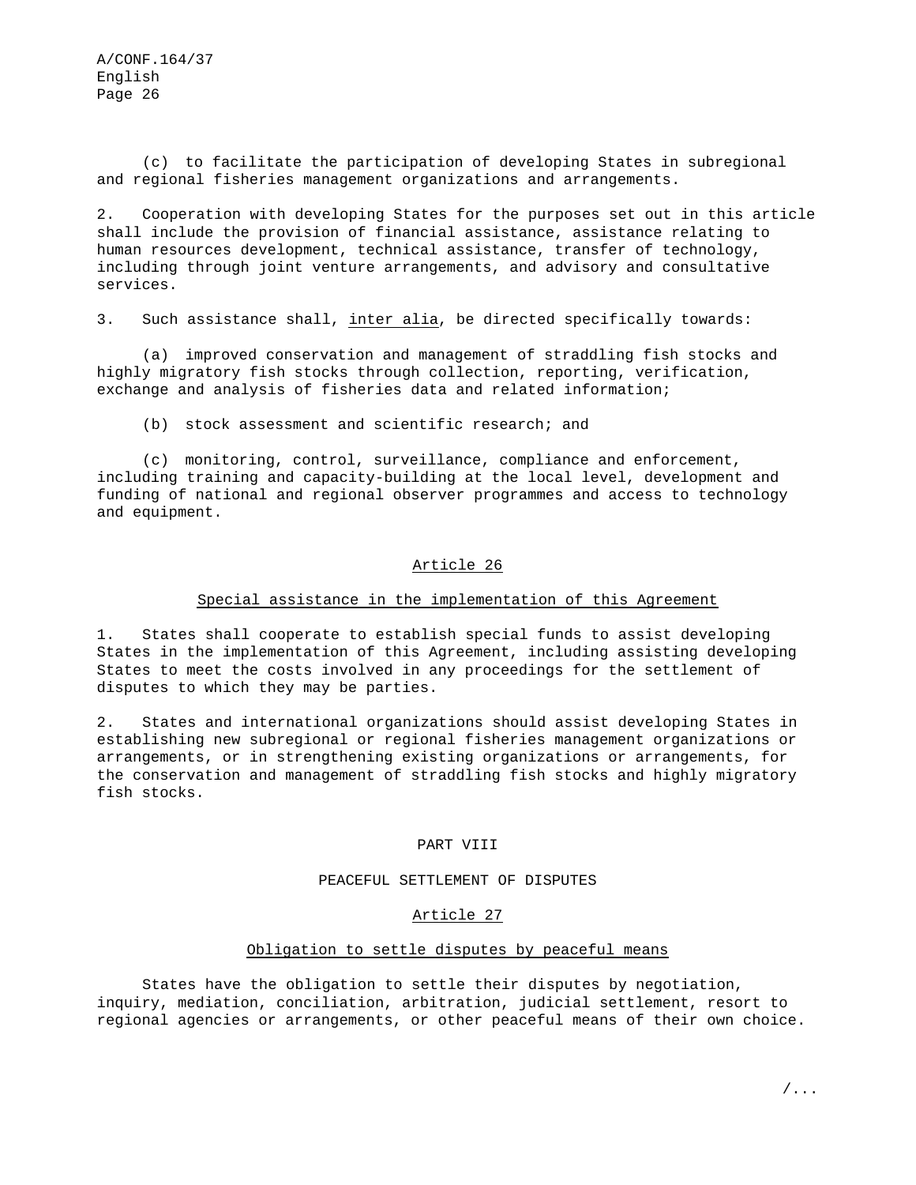(c) to facilitate the participation of developing States in subregional and regional fisheries management organizations and arrangements.

2. Cooperation with developing States for the purposes set out in this article shall include the provision of financial assistance, assistance relating to human resources development, technical assistance, transfer of technology, including through joint venture arrangements, and advisory and consultative services.

3. Such assistance shall, inter alia, be directed specifically towards:

(a) improved conservation and management of straddling fish stocks and highly migratory fish stocks through collection, reporting, verification, exchange and analysis of fisheries data and related information;

(b) stock assessment and scientific research; and

(c) monitoring, control, surveillance, compliance and enforcement, including training and capacity-building at the local level, development and funding of national and regional observer programmes and access to technology and equipment.

## Article 26

### Special assistance in the implementation of this Agreement

1. States shall cooperate to establish special funds to assist developing States in the implementation of this Agreement, including assisting developing States to meet the costs involved in any proceedings for the settlement of disputes to which they may be parties.

2. States and international organizations should assist developing States in establishing new subregional or regional fisheries management organizations or arrangements, or in strengthening existing organizations or arrangements, for the conservation and management of straddling fish stocks and highly migratory fish stocks.

# PART VIII

# PEACEFUL SETTLEMENT OF DISPUTES

## Article 27

### Obligation to settle disputes by peaceful means

States have the obligation to settle their disputes by negotiation, inquiry, mediation, conciliation, arbitration, judicial settlement, resort to regional agencies or arrangements, or other peaceful means of their own choice.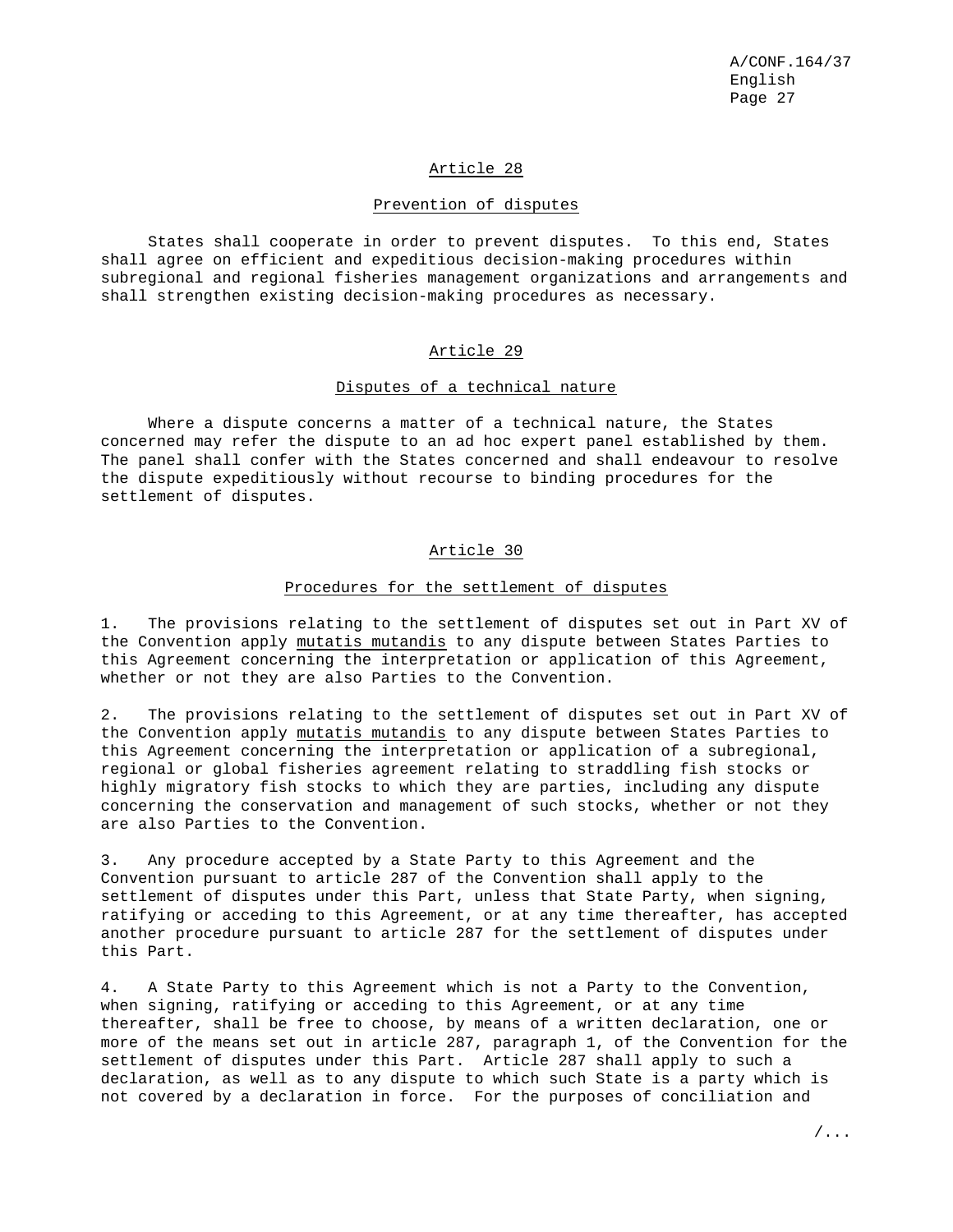## Article 28

### Prevention of disputes

States shall cooperate in order to prevent disputes. To this end, States shall agree on efficient and expeditious decision-making procedures within subregional and regional fisheries management organizations and arrangements and shall strengthen existing decision-making procedures as necessary.

## Article 29

### Disputes of a technical nature

Where a dispute concerns a matter of a technical nature, the States concerned may refer the dispute to an ad hoc expert panel established by them. The panel shall confer with the States concerned and shall endeavour to resolve the dispute expeditiously without recourse to binding procedures for the settlement of disputes.

## Article 30

### Procedures for the settlement of disputes

1. The provisions relating to the settlement of disputes set out in Part XV of the Convention apply *mutatis mutandis* to any dispute between States Parties to this Agreement concerning the interpretation or application of this Agreement, whether or not they are also Parties to the Convention.

2. The provisions relating to the settlement of disputes set out in Part XV of the Convention apply *mutatis mutandis* to any dispute between States Parties to this Agreement concerning the interpretation or application of a subregional, regional or global fisheries agreement relating to straddling fish stocks or highly migratory fish stocks to which they are parties, including any dispute concerning the conservation and management of such stocks, whether or not they are also Parties to the Convention.

3. Any procedure accepted by a State Party to this Agreement and the Convention pursuant to article 287 of the Convention shall apply to the settlement of disputes under this Part, unless that State Party, when signing, ratifying or acceding to this Agreement, or at any time thereafter, has accepted another procedure pursuant to article 287 for the settlement of disputes under this Part.

4. A State Party to this Agreement which is not a Party to the Convention, when signing, ratifying or acceding to this Agreement, or at any time thereafter, shall be free to choose, by means of a written declaration, one or more of the means set out in article 287, paragraph 1, of the Convention for the settlement of disputes under this Part. Article 287 shall apply to such a declaration, as well as to any dispute to which such State is a party which is not covered by a declaration in force. For the purposes of conciliation and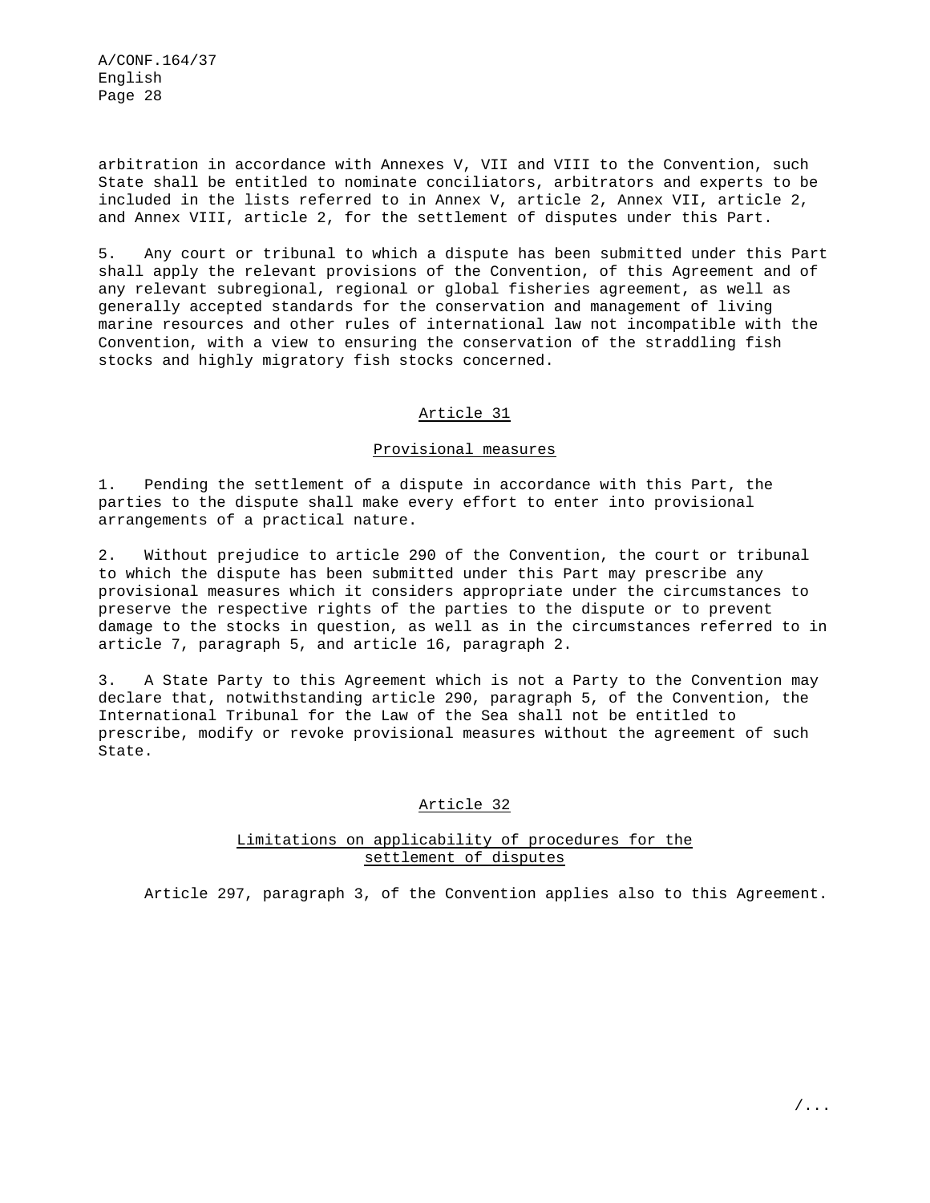arbitration in accordance with Annexes V, VII and VIII to the Convention, such State shall be entitled to nominate conciliators, arbitrators and experts to be included in the lists referred to in Annex V, article 2, Annex VII, article 2, and Annex VIII, article 2, for the settlement of disputes under this Part.

5. Any court or tribunal to which a dispute has been submitted under this Part shall apply the relevant provisions of the Convention, of this Agreement and of any relevant subregional, regional or global fisheries agreement, as well as generally accepted standards for the conservation and management of living marine resources and other rules of international law not incompatible with the Convention, with a view to ensuring the conservation of the straddling fish stocks and highly migratory fish stocks concerned.

## Article 31

### Provisional measures

1. Pending the settlement of a dispute in accordance with this Part, the parties to the dispute shall make every effort to enter into provisional arrangements of a practical nature.

2. Without prejudice to article 290 of the Convention, the court or tribunal to which the dispute has been submitted under this Part may prescribe any provisional measures which it considers appropriate under the circumstances to preserve the respective rights of the parties to the dispute or to prevent damage to the stocks in question, as well as in the circumstances referred to in article 7, paragraph 5, and article 16, paragraph 2.

3. A State Party to this Agreement which is not a Party to the Convention may declare that, notwithstanding article 290, paragraph 5, of the Convention, the International Tribunal for the Law of the Sea shall not be entitled to prescribe, modify or revoke provisional measures without the agreement of such State.

## Article 32

### Limitations on applicability of procedures for the settlement of disputes

Article 297, paragraph 3, of the Convention applies also to this Agreement.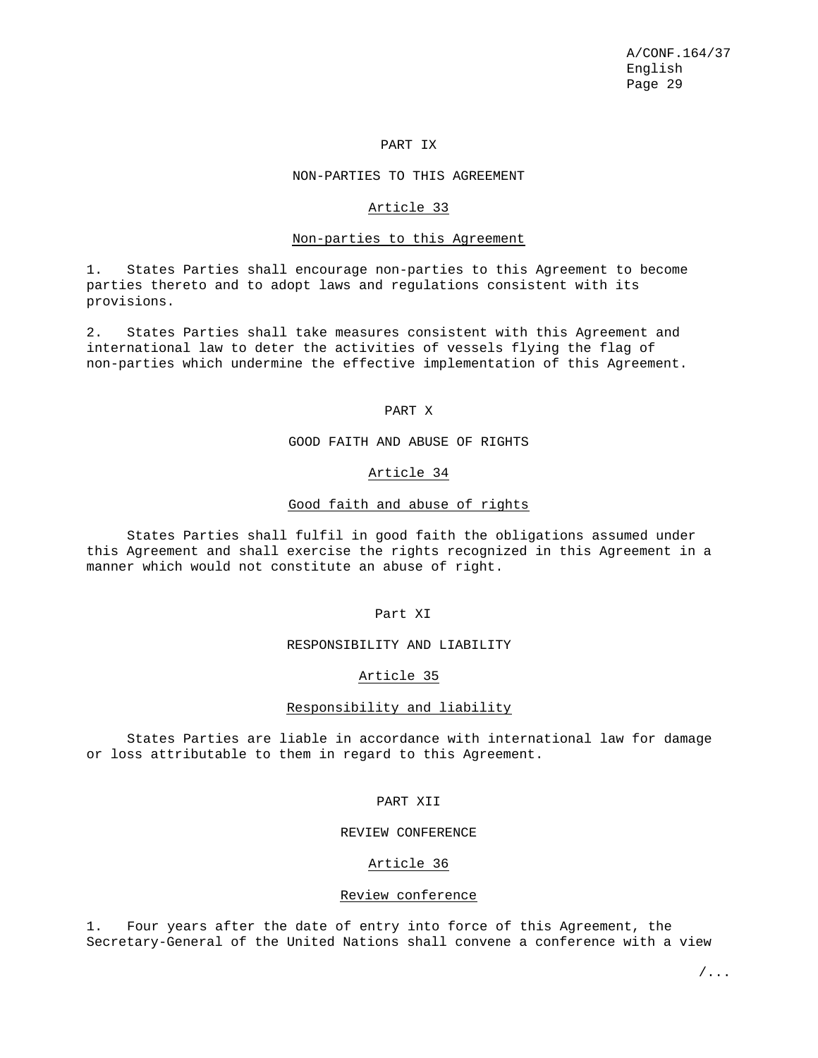## PART IX

## NON-PARTIES TO THIS AGREEMENT

### Article 33

### Non-parties to this Agreement

1. States Parties shall encourage non-parties to this Agreement to become parties thereto and to adopt laws and regulations consistent with its provisions.

2. States Parties shall take measures consistent with this Agreement and international law to deter the activities of vessels flying the flag of non-parties which undermine the effective implementation of this Agreement.

## PART X

## GOOD FAITH AND ABUSE OF RIGHTS

### Article 34

### Good faith and abuse of rights

States Parties shall fulfil in good faith the obligations assumed under this Agreement and shall exercise the rights recognized in this Agreement in a manner which would not constitute an abuse of right.

## Part XI

## RESPONSIBILITY AND LIABILITY

### Article 35

### Responsibility and liability

States Parties are liable in accordance with international law for damage or loss attributable to them in regard to this Agreement.

## PART XII

## REVIEW CONFERENCE

### Article 36

### Review conference

1. Four years after the date of entry into force of this Agreement, the Secretary-General of the United Nations shall convene a conference with a view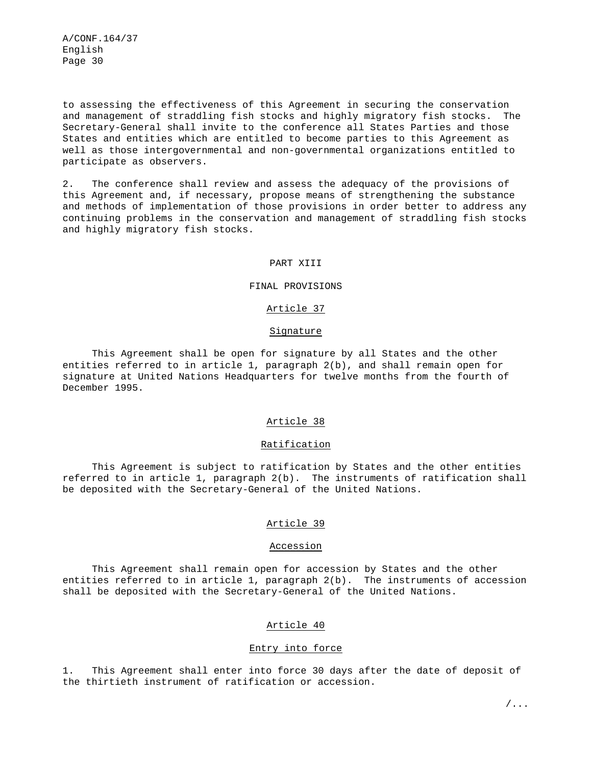to assessing the effectiveness of this Agreement in securing the conservation and management of straddling fish stocks and highly migratory fish stocks. The Secretary-General shall invite to the conference all States Parties and those States and entities which are entitled to become parties to this Agreement as well as those intergovernmental and non-governmental organizations entitled to participate as observers.

2. The conference shall review and assess the adequacy of the provisions of this Agreement and, if necessary, propose means of strengthening the substance and methods of implementation of those provisions in order better to address any continuing problems in the conservation and management of straddling fish stocks and highly migratory fish stocks.

## PART XIII

## FINAL PROVISIONS

### Article 37

### Signature

This Agreement shall be open for signature by all States and the other entities referred to in article 1, paragraph 2(b), and shall remain open for signature at United Nations Headquarters for twelve months from the fourth of December 1995.

### Article 38

### Ratification

This Agreement is subject to ratification by States and the other entities referred to in article 1, paragraph 2(b). The instruments of ratification shall be deposited with the Secretary-General of the United Nations.

### Article 39

### Accession

This Agreement shall remain open for accession by States and the other entities referred to in article 1, paragraph 2(b). The instruments of accession shall be deposited with the Secretary-General of the United Nations.

### Article 40

### Entry into force

1. This Agreement shall enter into force 30 days after the date of deposit of the thirtieth instrument of ratification or accession.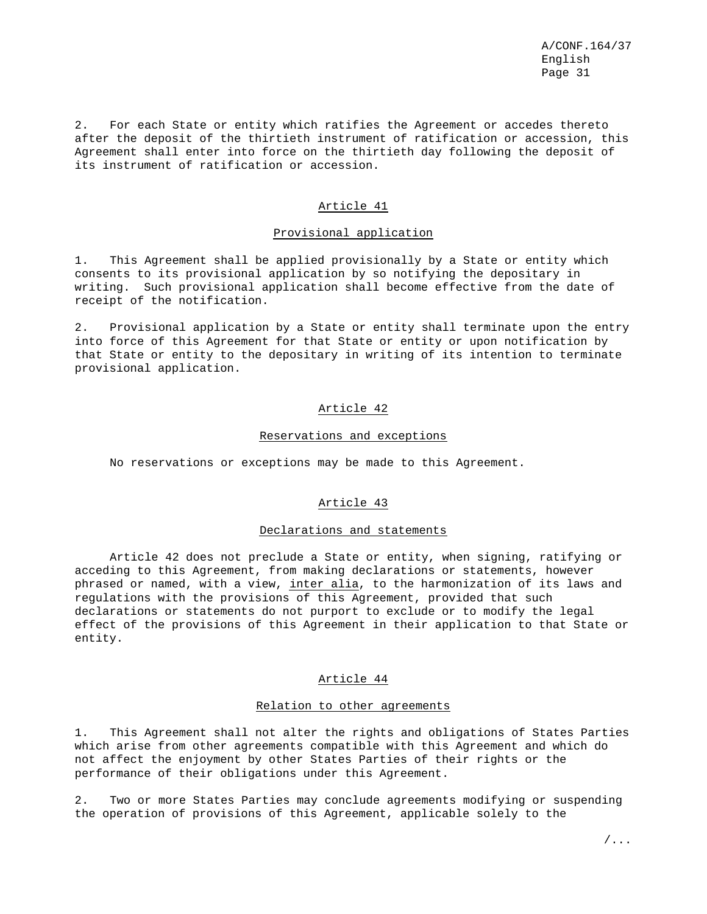2. For each State or entity which ratifies the Agreement or accedes thereto after the deposit of the thirtieth instrument of ratification or accession, this Agreement shall enter into force on the thirtieth day following the deposit of its instrument of ratification or accession.

## Article 41

### Provisional application

1. This Agreement shall be applied provisionally by a State or entity which consents to its provisional application by so notifying the depositary in writing. Such provisional application shall become effective from the date of receipt of the notification.

2. Provisional application by a State or entity shall terminate upon the entry into force of this Agreement for that State or entity or upon notification by that State or entity to the depositary in writing of its intention to terminate provisional application.

## Article 42

### Reservations and exceptions

No reservations or exceptions may be made to this Agreement.

## Article 43

### Declarations and statements

Article 42 does not preclude a State or entity, when signing, ratifying or acceding to this Agreement, from making declarations or statements, however phrased or named, with a view, *inter alia*, to the harmonization of its laws and regulations with the provisions of this Agreement, provided that such declarations or statements do not purport to exclude or to modify the legal effect of the provisions of this Agreement in their application to that State or entity.

## Article 44

### Relation to other agreements

1. This Agreement shall not alter the rights and obligations of States Parties which arise from other agreements compatible with this Agreement and which do not affect the enjoyment by other States Parties of their rights or the performance of their obligations under this Agreement.

2. Two or more States Parties may conclude agreements modifying or suspending the operation of provisions of this Agreement, applicable solely to the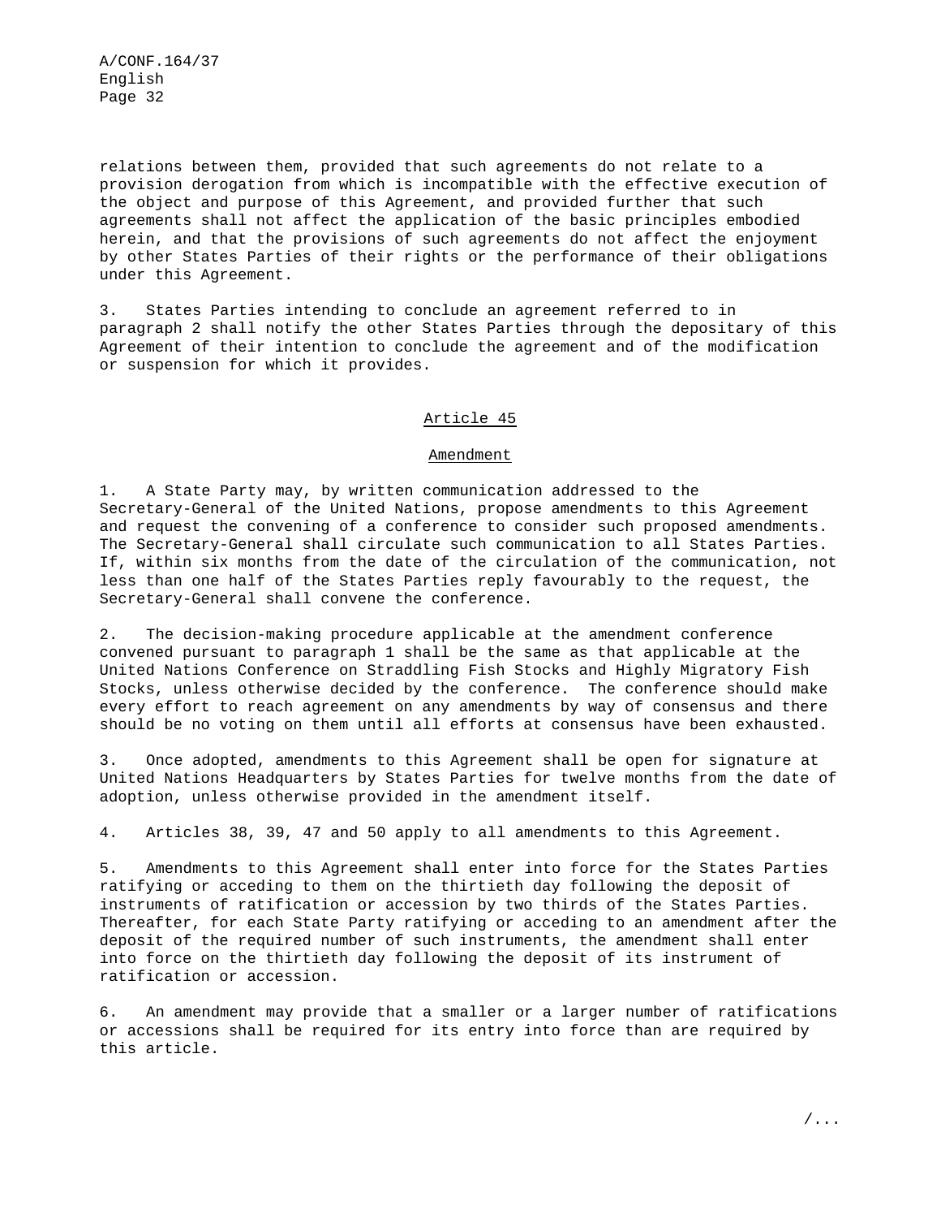relations between them, provided that such agreements do not relate to a provision derogation from which is incompatible with the effective execution of the object and purpose of this Agreement, and provided further that such agreements shall not affect the application of the basic principles embodied herein, and that the provisions of such agreements do not affect the enjoyment by other States Parties of their rights or the performance of their obligations under this Agreement.

3. States Parties intending to conclude an agreement referred to in paragraph 2 shall notify the other States Parties through the depositary of this Agreement of their intention to conclude the agreement and of the modification or suspension for which it provides.

## Article 45

### Amendment

1. A State Party may, by written communication addressed to the Secretary-General of the United Nations, propose amendments to this Agreement and request the convening of a conference to consider such proposed amendments. The Secretary-General shall circulate such communication to all States Parties. If, within six months from the date of the circulation of the communication, not less than one half of the States Parties reply favourably to the request, the Secretary-General shall convene the conference.

2. The decision-making procedure applicable at the amendment conference convened pursuant to paragraph 1 shall be the same as that applicable at the United Nations Conference on Straddling Fish Stocks and Highly Migratory Fish Stocks, unless otherwise decided by the conference. The conference should make every effort to reach agreement on any amendments by way of consensus and there should be no voting on them until all efforts at consensus have been exhausted.

3. Once adopted, amendments to this Agreement shall be open for signature at United Nations Headquarters by States Parties for twelve months from the date of adoption, unless otherwise provided in the amendment itself.

4. Articles 38, 39, 47 and 50 apply to all amendments to this Agreement.

5. Amendments to this Agreement shall enter into force for the States Parties ratifying or acceding to them on the thirtieth day following the deposit of instruments of ratification or accession by two thirds of the States Parties. Thereafter, for each State Party ratifying or acceding to an amendment after the deposit of the required number of such instruments, the amendment shall enter into force on the thirtieth day following the deposit of its instrument of ratification or accession.

6. An amendment may provide that a smaller or a larger number of ratifications or accessions shall be required for its entry into force than are required by this article.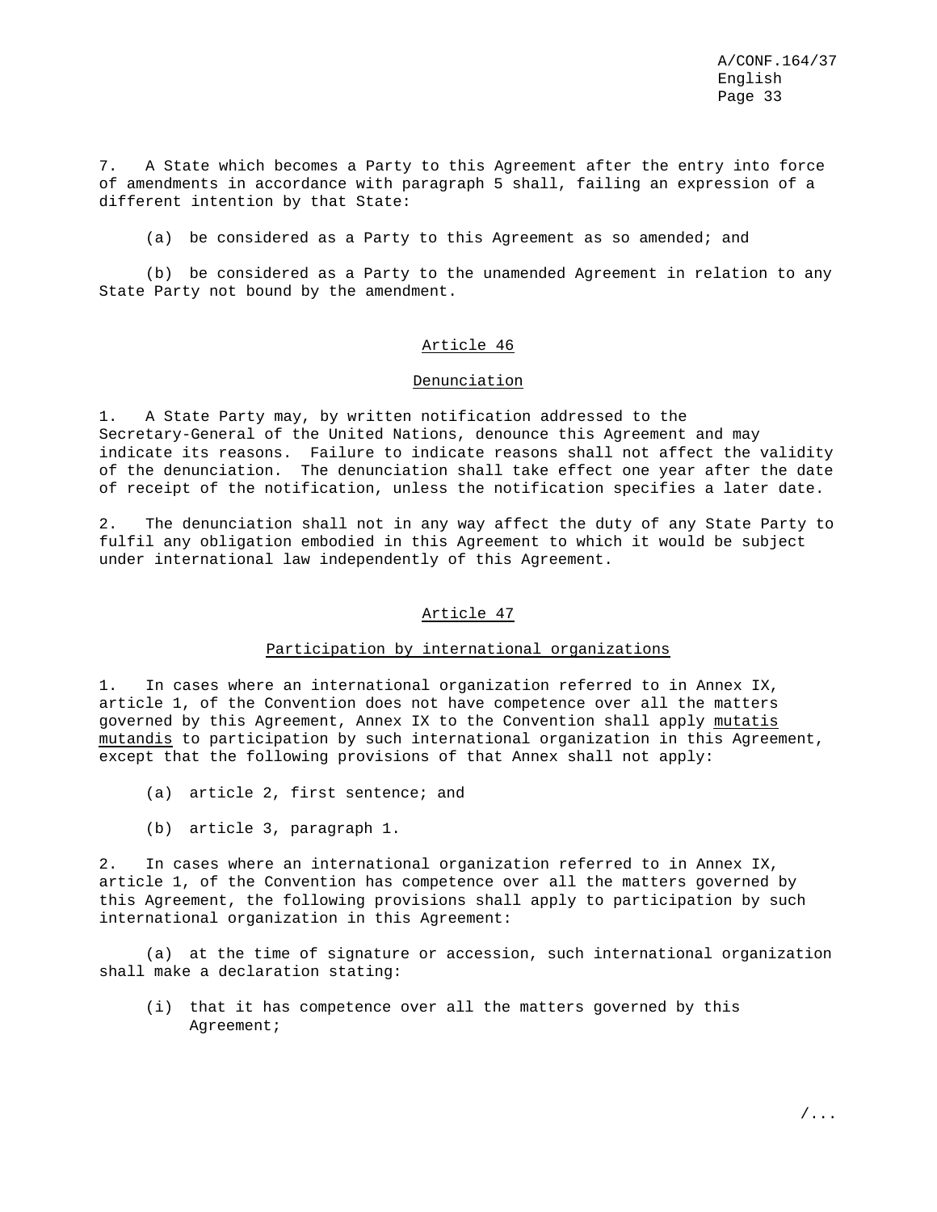7. A State which becomes a Party to this Agreement after the entry into force of amendments in accordance with paragraph 5 shall, failing an expression of a different intention by that State:

(a) be considered as a Party to this Agreement as so amended; and

(b) be considered as a Party to the unamended Agreement in relation to any State Party not bound by the amendment.

## Article 46

### Denunciation

1. A State Party may, by written notification addressed to the Secretary-General of the United Nations, denounce this Agreement and may indicate its reasons. Failure to indicate reasons shall not affect the validity of the denunciation. The denunciation shall take effect one year after the date of receipt of the notification, unless the notification specifies a later date.

2. The denunciation shall not in any way affect the duty of any State Party to fulfil any obligation embodied in this Agreement to which it would be subject under international law independently of this Agreement.

## Article 47

### Participation by international organizations

1. In cases where an international organization referred to in Annex IX, article 1, of the Convention does not have competence over all the matters governed by this Agreement, Annex IX to the Convention shall apply *mutatis mutandis* to participation by such international organization in this Agreement, except that the following provisions of that Annex shall not apply:

(a) article 2, first sentence; and

(b) article 3, paragraph 1.

2. In cases where an international organization referred to in Annex IX, article 1, of the Convention has competence over all the matters governed by this Agreement, the following provisions shall apply to participation by such international organization in this Agreement:

(a) at the time of signature or accession, such international organization shall make a declaration stating:

(i) that it has competence over all the matters governed by this Agreement;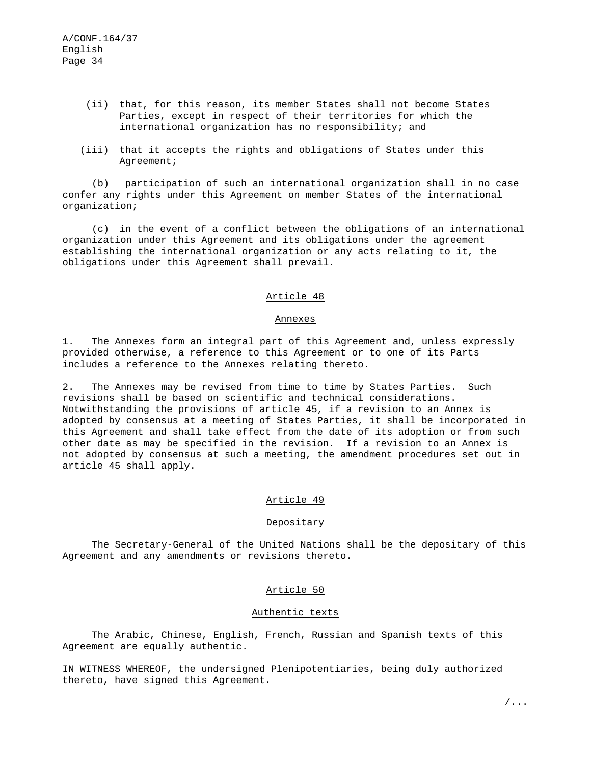(ii) that, for this reason, its member States shall not become States Parties, except in respect of their territories for which the international organization has no responsibility; and

(iii) that it accepts the rights and obligations of States under this Agreement;

(b) participation of such an international organization shall in no case confer any rights under this Agreement on member States of the international organization;

(c) in the event of a conflict between the obligations of an international organization under this Agreement and its obligations under the agreement establishing the international organization or any acts relating to it, the obligations under this Agreement shall prevail.

## Article 48

## Annexes

1. The Annexes form an integral part of this Agreement and, unless expressly provided otherwise, a reference to this Agreement or to one of its Parts includes a reference to the Annexes relating thereto.

2. The Annexes may be revised from time to time by States Parties. Such revisions shall be based on scientific and technical considerations. Notwithstanding the provisions of article 45, if a revision to an Annex is adopted by consensus at a meeting of States Parties, it shall be incorporated in this Agreement and shall take effect from the date of its adoption or from such other date as may be specified in the revision. If a revision to an Annex is not adopted by consensus at such a meeting, the amendment procedures set out in article 45 shall apply.

## Article 49

## Depositary

The Secretary-General of the United Nations shall be the depositary of this Agreement and any amendments or revisions thereto.

## Article 50

## Authentic texts

The Arabic, Chinese, English, French, Russian and Spanish texts of this Agreement are equally authentic.

IN WITNESS WHEREOF, the undersigned Plenipotentiaries, being duly authorized thereto, have signed this Agreement.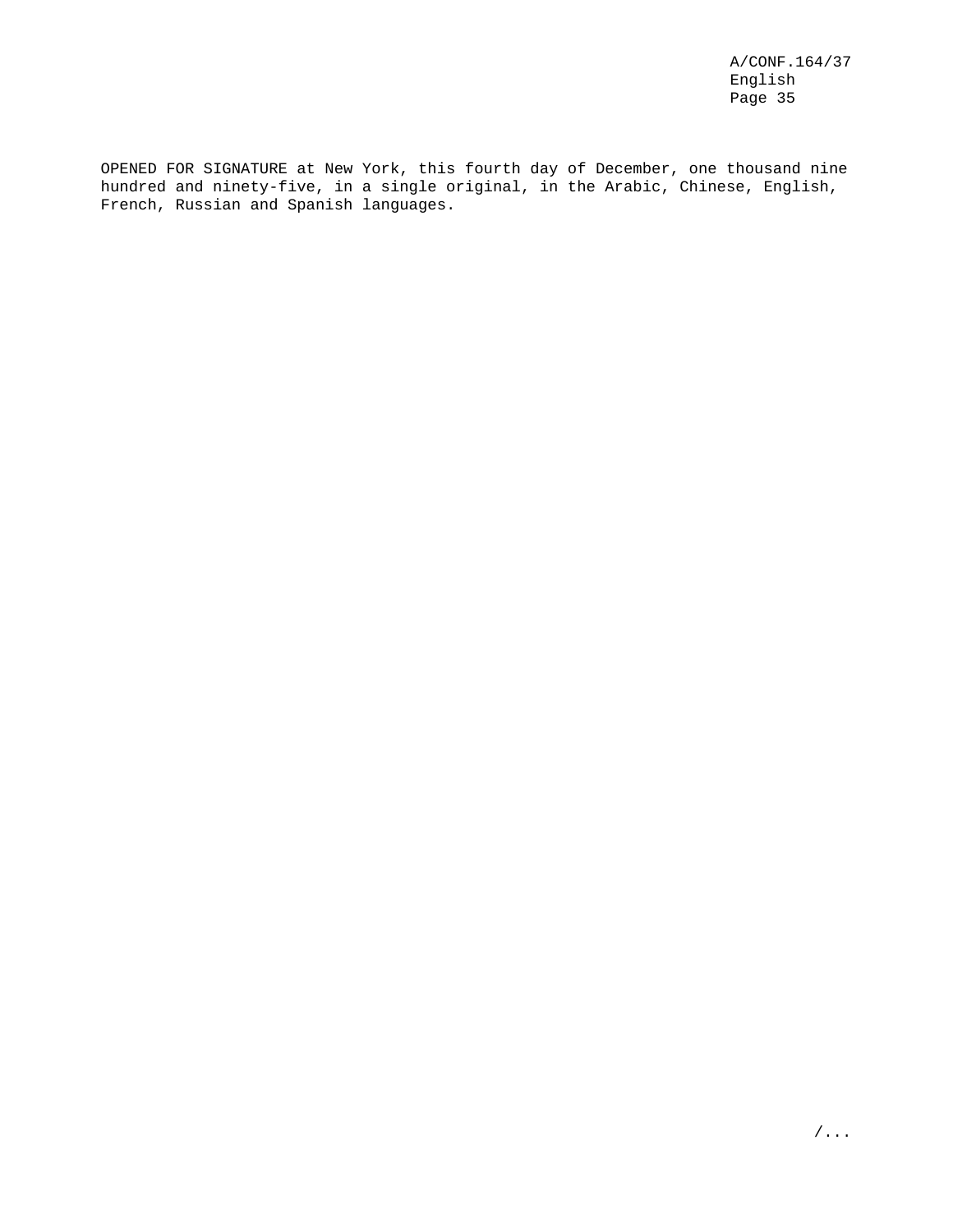OPENED FOR SIGNATURE at New York, this fourth day of December, one thousand nine hundred and ninety-five, in a single original, in the Arabic, Chinese, English, French, Russian and Spanish languages.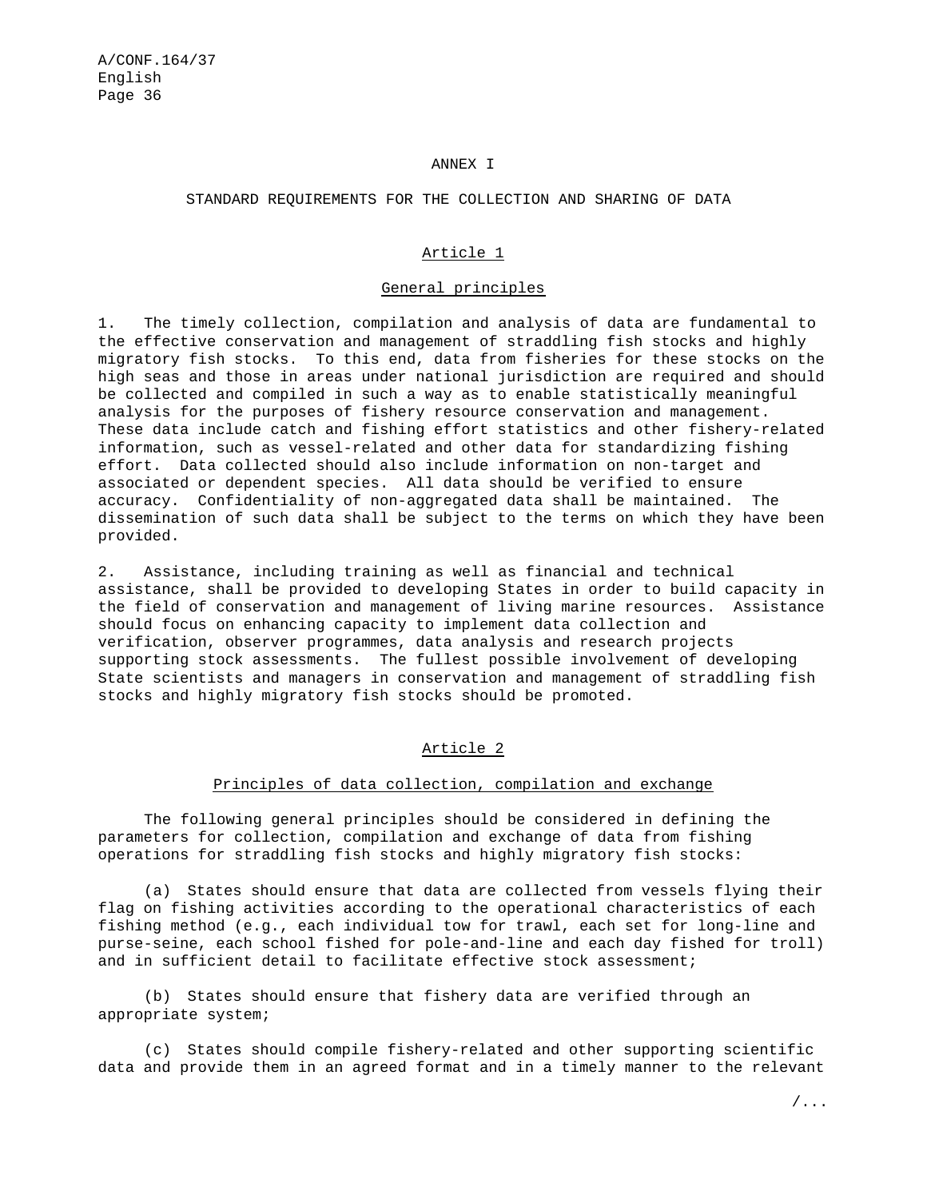# ANNEX I

## STANDARD REQUIREMENTS FOR THE COLLECTION AND SHARING OF DATA

### Article 1

### General principles

1. The timely collection, compilation and analysis of data are fundamental to the effective conservation and management of straddling fish stocks and highly migratory fish stocks. To this end, data from fisheries for these stocks on the high seas and those in areas under national jurisdiction are required and should be collected and compiled in such a way as to enable statistically meaningful analysis for the purposes of fishery resource conservation and management. These data include catch and fishing effort statistics and other fishery-related information, such as vessel-related and other data for standardizing fishing effort. Data collected should also include information on non-target and associated or dependent species. All data should be verified to ensure accuracy. Confidentiality of non-aggregated data shall be maintained. The dissemination of such data shall be subject to the terms on which they have been provided.

2. Assistance, including training as well as financial and technical assistance, shall be provided to developing States in order to build capacity in the field of conservation and management of living marine resources. Assistance should focus on enhancing capacity to implement data collection and verification, observer programmes, data analysis and research projects supporting stock assessments. The fullest possible involvement of developing State scientists and managers in conservation and management of straddling fish stocks and highly migratory fish stocks should be promoted.

### Article 2

### Principles of data collection, compilation and exchange

The following general principles should be considered in defining the parameters for collection, compilation and exchange of data from fishing operations for straddling fish stocks and highly migratory fish stocks:

(a) States should ensure that data are collected from vessels flying their flag on fishing activities according to the operational characteristics of each fishing method (e.g., each individual tow for trawl, each set for long-line and purse-seine, each school fished for pole-and-line and each day fished for troll) and in sufficient detail to facilitate effective stock assessment;

(b) States should ensure that fishery data are verified through an appropriate system;

(c) States should compile fishery-related and other supporting scientific data and provide them in an agreed format and in a timely manner to the relevant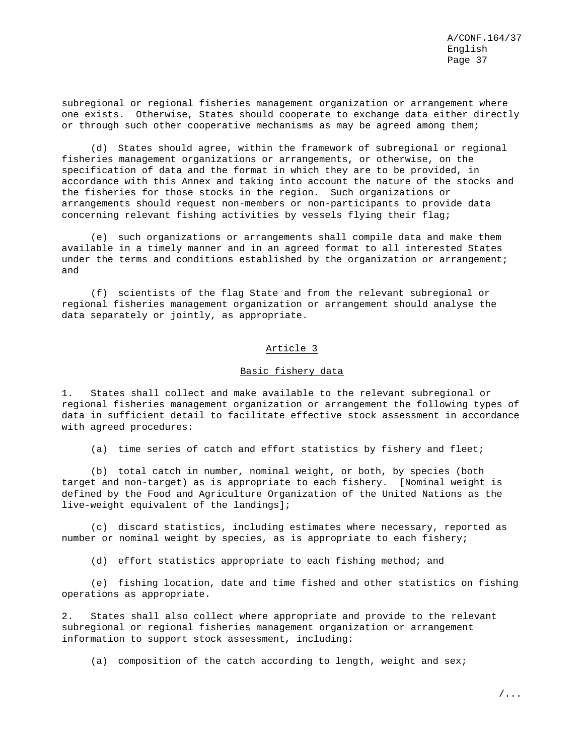subregional or regional fisheries management organization or arrangement where one exists. Otherwise, States should cooperate to exchange data either directly or through such other cooperative mechanisms as may be agreed among them;

(d) States should agree, within the framework of subregional or regional fisheries management organizations or arrangements, or otherwise, on the specification of data and the format in which they are to be provided, in accordance with this Annex and taking into account the nature of the stocks and the fisheries for those stocks in the region. Such organizations or arrangements should request non-members or non-participants to provide data concerning relevant fishing activities by vessels flying their flag;

(e) such organizations or arrangements shall compile data and make them available in a timely manner and in an agreed format to all interested States under the terms and conditions established by the organization or arrangement; and

(f) scientists of the flag State and from the relevant subregional or regional fisheries management organization or arrangement should analyse the data separately or jointly, as appropriate.

## Article 3

### Basic fishery data

1. States shall collect and make available to the relevant subregional or regional fisheries management organization or arrangement the following types of data in sufficient detail to facilitate effective stock assessment in accordance with agreed procedures:

(a) time series of catch and effort statistics by fishery and fleet;

(b) total catch in number, nominal weight, or both, by species (both target and non-target) as is appropriate to each fishery. [Nominal weight is defined by the Food and Agriculture Organization of the United Nations as the live-weight equivalent of the landings];

(c) discard statistics, including estimates where necessary, reported as number or nominal weight by species, as is appropriate to each fishery;

(d) effort statistics appropriate to each fishing method; and

(e) fishing location, date and time fished and other statistics on fishing operations as appropriate.

2. States shall also collect where appropriate and provide to the relevant subregional or regional fisheries management organization or arrangement information to support stock assessment, including:

(a) composition of the catch according to length, weight and sex;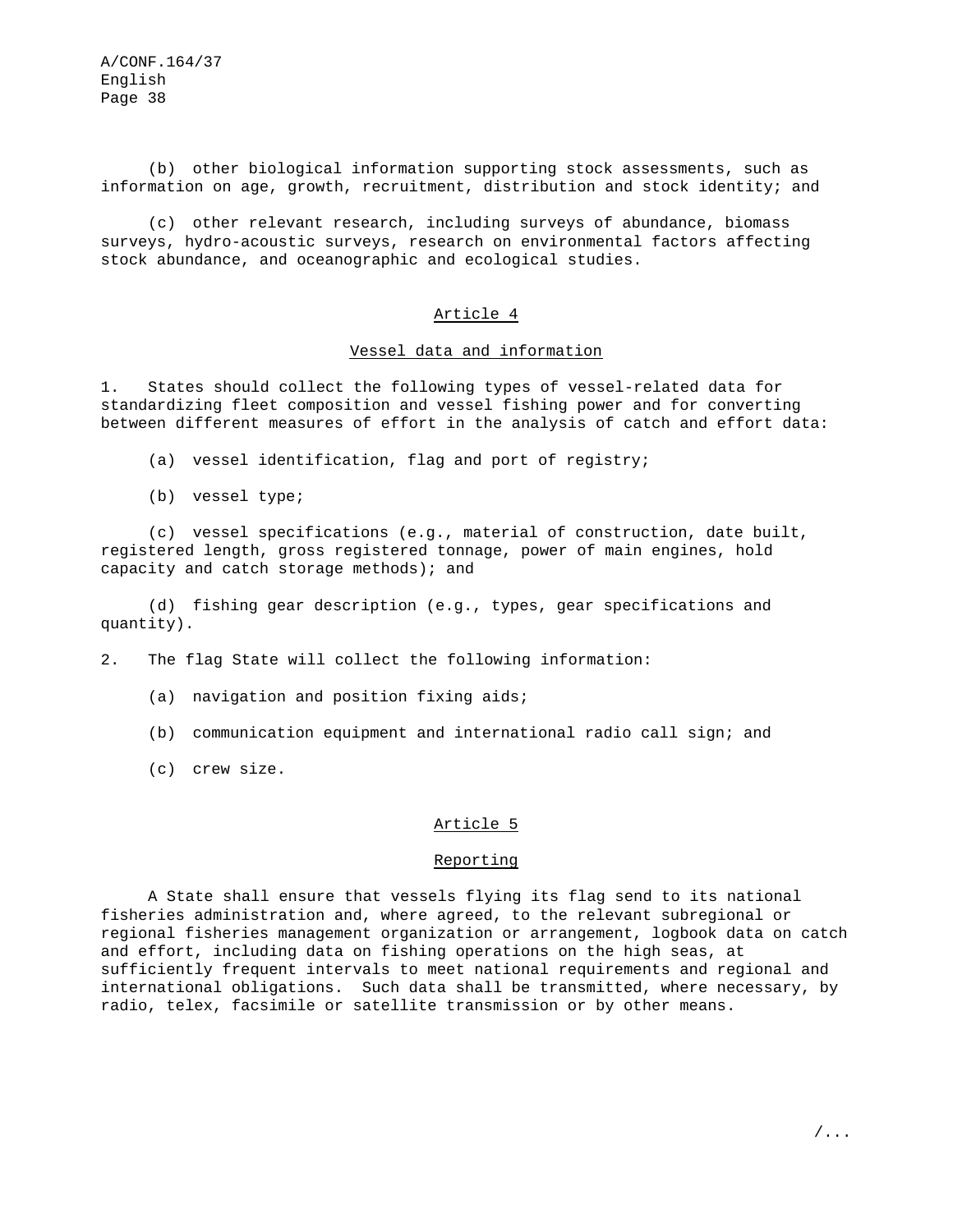(b) other biological information supporting stock assessments, such as information on age, growth, recruitment, distribution and stock identity; and

(c) other relevant research, including surveys of abundance, biomass surveys, hydro-acoustic surveys, research on environmental factors affecting stock abundance, and oceanographic and ecological studies.

## Article 4

### Vessel data and information

1. States should collect the following types of vessel-related data for standardizing fleet composition and vessel fishing power and for converting between different measures of effort in the analysis of catch and effort data:

(a) vessel identification, flag and port of registry;

(b) vessel type;

(c) vessel specifications (e.g., material of construction, date built, registered length, gross registered tonnage, power of main engines, hold capacity and catch storage methods); and

(d) fishing gear description (e.g., types, gear specifications and quantity).

2. The flag State will collect the following information:

(a) navigation and position fixing aids;

(b) communication equipment and international radio call sign; and

(c) crew size.

## Article 5

### Reporting

A State shall ensure that vessels flying its flag send to its national fisheries administration and, where agreed, to the relevant subregional or regional fisheries management organization or arrangement, logbook data on catch and effort, including data on fishing operations on the high seas, at sufficiently frequent intervals to meet national requirements and regional and international obligations. Such data shall be transmitted, where necessary, by radio, telex, facsimile or satellite transmission or by other means.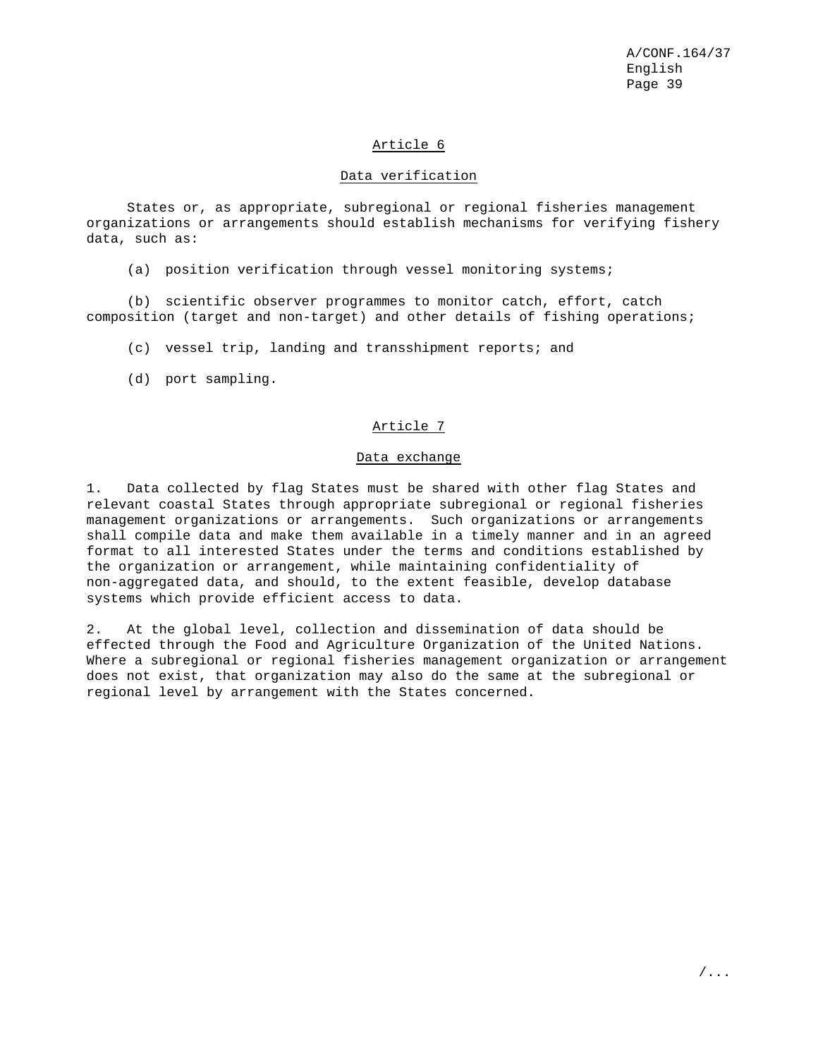## Article 6

### Data verification

States or, as appropriate, subregional or regional fisheries management organizations or arrangements should establish mechanisms for verifying fishery data, such as:

(a) position verification through vessel monitoring systems;

(b) scientific observer programmes to monitor catch, effort, catch composition (target and non-target) and other details of fishing operations;

(c) vessel trip, landing and transshipment reports; and

(d) port sampling.

## Article 7

### Data exchange

1. Data collected by flag States must be shared with other flag States and relevant coastal States through appropriate subregional or regional fisheries management organizations or arrangements. Such organizations or arrangements shall compile data and make them available in a timely manner and in an agreed format to all interested States under the terms and conditions established by the organization or arrangement, while maintaining confidentiality of non-aggregated data, and should, to the extent feasible, develop database systems which provide efficient access to data.

2. At the global level, collection and dissemination of data should be effected through the Food and Agriculture Organization of the United Nations. Where a subregional or regional fisheries management organization or arrangement does not exist, that organization may also do the same at the subregional or regional level by arrangement with the States concerned.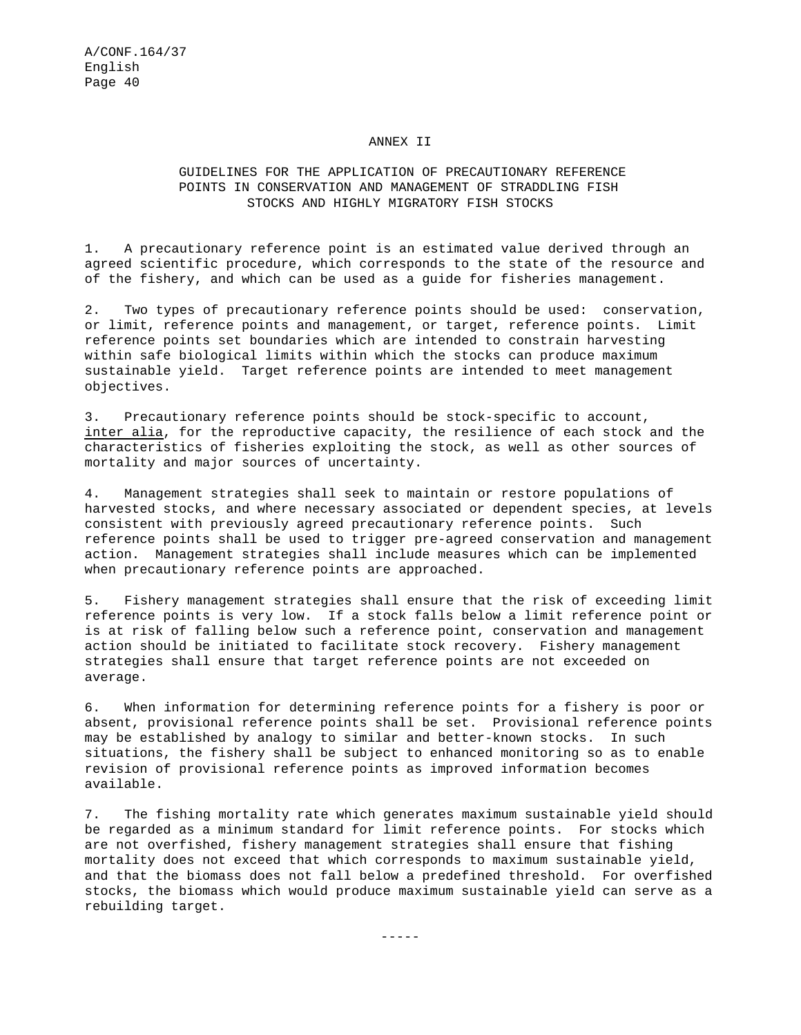# ANNEX II

## GUIDELINES FOR THE APPLICATION OF PRECAUTIONARY REFERENCE POINTS IN CONSERVATION AND MANAGEMENT OF STRADDLING FISH STOCKS AND HIGHLY MIGRATORY FISH STOCKS

1. A precautionary reference point is an estimated value derived through an agreed scientific procedure, which corresponds to the state of the resource and of the fishery, and which can be used as a guide for fisheries management.

2. Two types of precautionary reference points should be used: conservation, or limit, reference points and management, or target, reference points. Limit reference points set boundaries which are intended to constrain harvesting within safe biological limits within which the stocks can produce maximum sustainable yield. Target reference points are intended to meet management objectives.

3. Precautionary reference points should be stock-specific to account, *inter alia*, for the reproductive capacity, the resilience of each stock and the characteristics of fisheries exploiting the stock, as well as other sources of mortality and major sources of uncertainty.

4. Management strategies shall seek to maintain or restore populations of harvested stocks, and where necessary associated or dependent species, at levels consistent with previously agreed precautionary reference points. Such reference points shall be used to trigger pre-agreed conservation and management action. Management strategies shall include measures which can be implemented when precautionary reference points are approached.

5. Fishery management strategies shall ensure that the risk of exceeding limit reference points is very low. If a stock falls below a limit reference point or is at risk of falling below such a reference point, conservation and management action should be initiated to facilitate stock recovery. Fishery management strategies shall ensure that target reference points are not exceeded on average.

6. When information for determining reference points for a fishery is poor or absent, provisional reference points shall be set. Provisional reference points may be established by analogy to similar and better-known stocks. In such situations, the fishery shall be subject to enhanced monitoring so as to enable revision of provisional reference points as improved information becomes available.

7. The fishing mortality rate which generates maximum sustainable yield should be regarded as a minimum standard for limit reference points. For stocks which are not overfished, fishery management strategies shall ensure that fishing mortality does not exceed that which corresponds to maximum sustainable yield, and that the biomass does not fall below a predefined threshold. For overfished stocks, the biomass which would produce maximum sustainable yield can serve as a rebuilding target.

-----